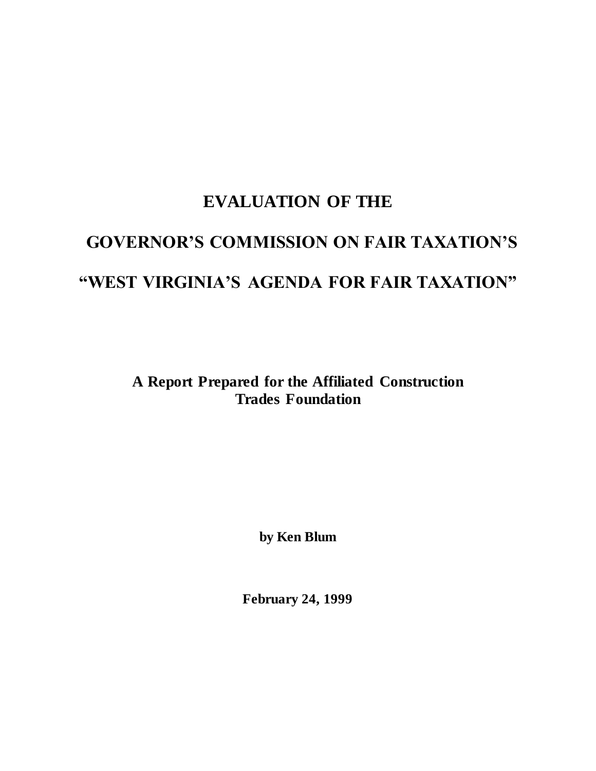# EVALUATION OF THE

# GOVERNOR'S COMMISSION ON FAIR TAXATION'S

# "WEST VIRGINIA'S AGENDA FOR FAIR TAXATION"

**A Report Prepared for the Affiliated Construction Trades Foundation**

**by Ken Blum**

**February 24, 1999**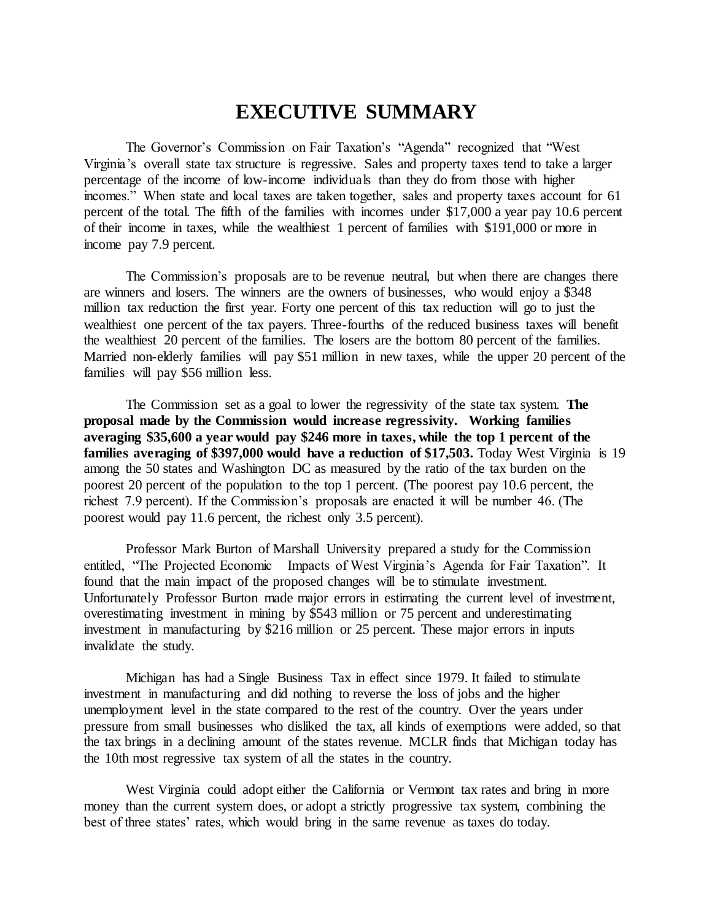# EXECUTIVE SUMMARY

The Governor's Commission on Fair Taxation's "Agenda" recognized that "West Virginia's overall state tax structure is regressive. Sales and property taxes tend to take a larger percentage of the income of low-income individuals than they do from those with higher incomes." When state and local taxes are taken together, sales and property taxes account for 61 percent of the total. The fifth of the families with incomes under $17,000 a year pay 10.6 percent of their income in taxes, while the wealthiest 1 percent of families with $191,000 or more in income pay 7.9 percent.

The Commission's proposals are to be revenue neutral, but when there are changes there are winners and losers. The winners are the owners of businesses, who would enjoy a $348 million tax reduction the first year. Forty one percent of this tax reduction will go to just the wealthiest one percent of the tax payers. Three-fourths of the reduced business taxes will benefit the wealthiest 20 percent of the families. The losers are the bottom 80 percent of the families. Married non-elderly families will pay $51 million in new taxes, while the upper 20 percent of the families will pay $56 million less.

The Commission set as a goal to lower the regressivity of the state tax system. **The proposal made by the Commission would increase regressivity. Working families averaging $35,600 a year would pay $246 more in taxes, while the top 1 percent of the families averaging of $397,000 would have a reduction of $17,503.** Today West Virginia is 19 among the 50 states and Washington DC as measured by the ratio of the tax burden on the poorest 20 percent of the population to the top 1 percent. (The poorest pay 10.6 percent, the richest 7.9 percent). If the Commission's proposals are enacted it will be number 46. (The poorest would pay 11.6 percent, the richest only 3.5 percent).

Professor Mark Burton of Marshall University prepared a study for the Commission entitled, "The Projected Economic Impacts of West Virginia's Agenda for Fair Taxation". It found that the main impact of the proposed changes will be to stimulate investment. Unfortunately Professor Burton made major errors in estimating the current level of investment, overestimating investment in mining by $543 million or 75 percent and underestimating investment in manufacturing by $216 million or 25 percent. These major errors in inputs invalidate the study.

Michigan has had a Single Business Tax in effect since 1979. It failed to stimulate investment in manufacturing and did nothing to reverse the loss of jobs and the higher unemployment level in the state compared to the rest of the country. Over the years under pressure from small businesses who disliked the tax, all kinds of exemptions were added, so that the tax brings in a declining amount of the states revenue. MCLR finds that Michigan today has the 10th most regressive tax system of all the states in the country.

West Virginia could adopt either the California or Vermont tax rates and bring in more money than the current system does, or adopt a strictly progressive tax system, combining the best of three states' rates, which would bring in the same revenue as taxes do today.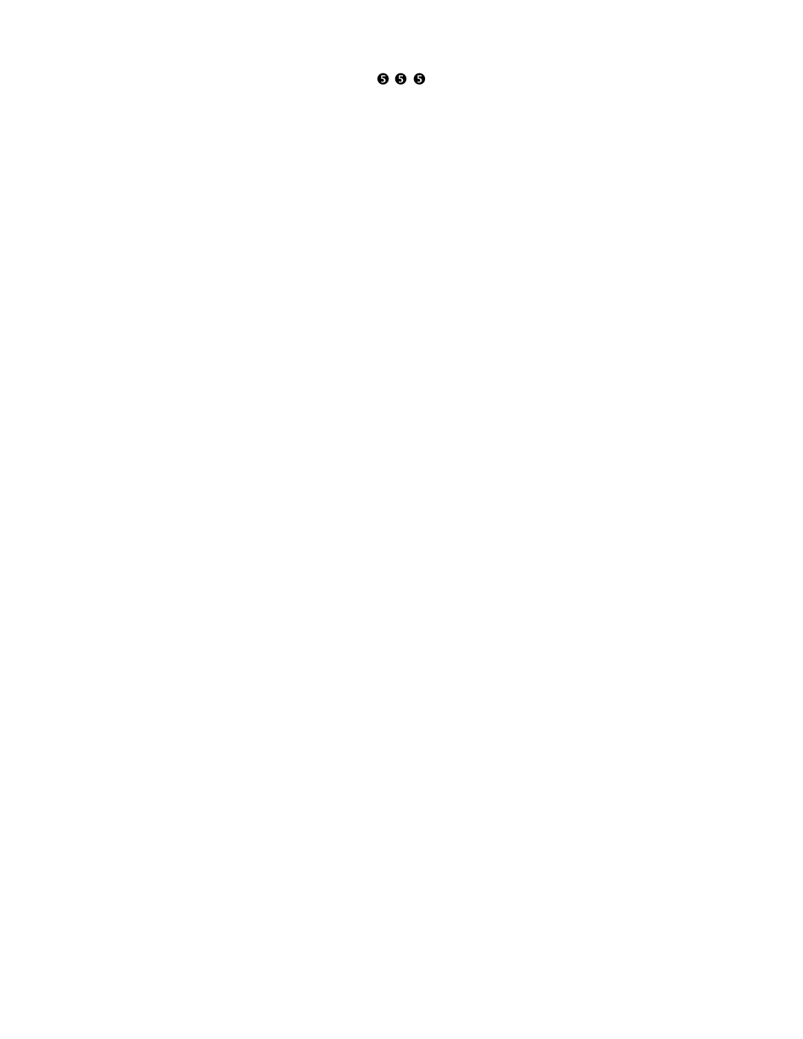❺ ❺ ❺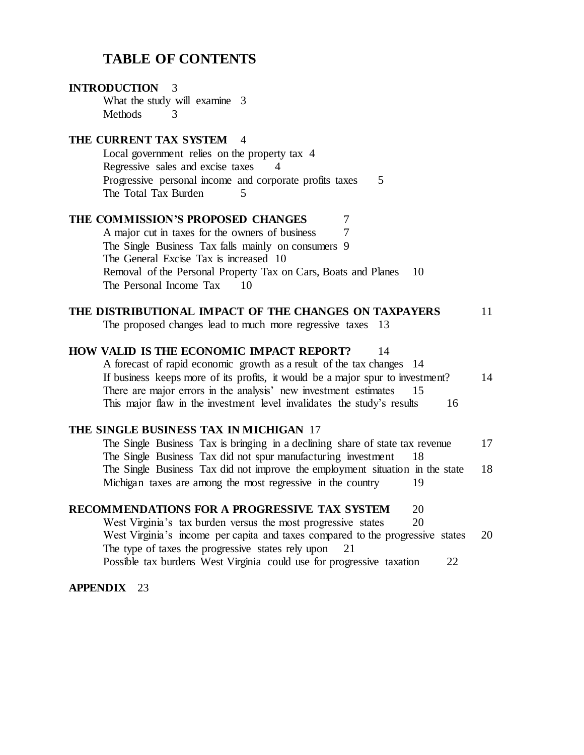# TABLE OF CONTENTS

**INTRODUCTION** 3
- What the study will examine 3
- Methods 3

**THE CURRENT TAX SYSTEM** 4
- Local government relies on the property tax 4
- Regressive sales and excise taxes 4
- Progressive personal income and corporate profits taxes 5
- The Total Tax Burden 5

**THE COMMISSION'S PROPOSED CHANGES** 7
- A major cut in taxes for the owners of business 7
- The Single Business Tax falls mainly on consumers 9
- The General Excise Tax is increased 10
- Removal of the Personal Property Tax on Cars, Boats and Planes 10
- The Personal Income Tax 10

**THE DISTRIBUTIONAL IMPACT OF THE CHANGES ON TAXPAYERS** 11
- The proposed changes lead to much more regressive taxes 13

**HOW VALID IS THE ECONOMIC IMPACT REPORT?** 14
- A forecast of rapid economic growth as a result of the tax changes 14
- If business keeps more of its profits, it would be a major spur to investment? 14
- There are major errors in the analysis' new investment estimates 15
- This major flaw in the investment level invalidates the study's results 16

**THE SINGLE BUSINESS TAX IN MICHIGAN** 17
- The Single Business Tax is bringing in a declining share of state tax revenue 17
- The Single Business Tax did not spur manufacturing investment 18
- The Single Business Tax did not improve the employment situation in the state 18
- Michigan taxes are among the most regressive in the country 19

**RECOMMENDATIONS FOR A PROGRESSIVE TAX SYSTEM** 20
- West Virginia's tax burden versus the most progressive states 20
- West Virginia's income per capita and taxes compared to the progressive states 20
- The type of taxes the progressive states rely upon 21
- Possible tax burdens West Virginia could use for progressive taxation 22

**APPENDIX** 23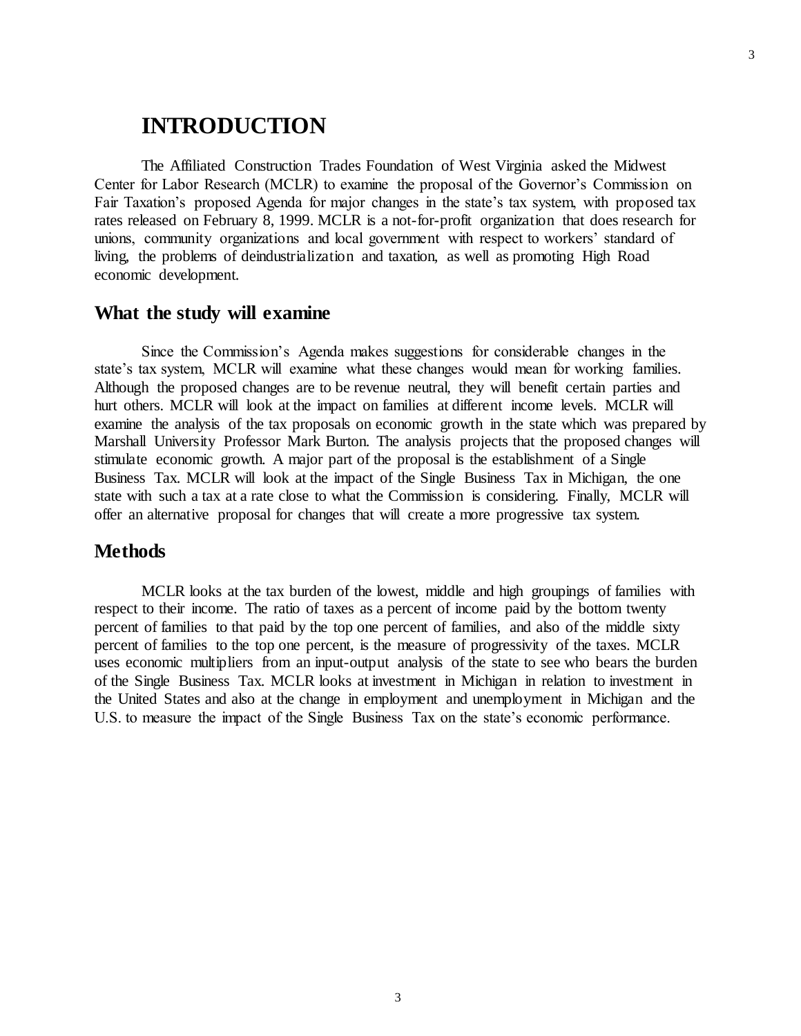# INTRODUCTION

The Affiliated Construction Trades Foundation of West Virginia asked the Midwest Center for Labor Research (MCLR) to examine the proposal of the Governor's Commission on Fair Taxation's proposed Agenda for major changes in the state's tax system, with proposed tax rates released on February 8, 1999. MCLR is a not-for-profit organization that does research for unions, community organizations and local government with respect to workers' standard of living, the problems of deindustrialization and taxation, as well as promoting High Road economic development.

## What the study will examine

Since the Commission's Agenda makes suggestions for considerable changes in the state's tax system, MCLR will examine what these changes would mean for working families. Although the proposed changes are to be revenue neutral, they will benefit certain parties and hurt others. MCLR will look at the impact on families at different income levels. MCLR will examine the analysis of the tax proposals on economic growth in the state which was prepared by Marshall University Professor Mark Burton. The analysis projects that the proposed changes will stimulate economic growth. A major part of the proposal is the establishment of a Single Business Tax. MCLR will look at the impact of the Single Business Tax in Michigan, the one state with such a tax at a rate close to what the Commission is considering. Finally, MCLR will offer an alternative proposal for changes that will create a more progressive tax system.

## Methods

MCLR looks at the tax burden of the lowest, middle and high groupings of families with respect to their income. The ratio of taxes as a percent of income paid by the bottom twenty percent of families to that paid by the top one percent of families, and also of the middle sixty percent of families to the top one percent, is the measure of progressivity of the taxes. MCLR uses economic multipliers from an input-output analysis of the state to see who bears the burden of the Single Business Tax. MCLR looks at investment in Michigan in relation to investment in the United States and also at the change in employment and unemployment in Michigan and the U.S. to measure the impact of the Single Business Tax on the state's economic performance.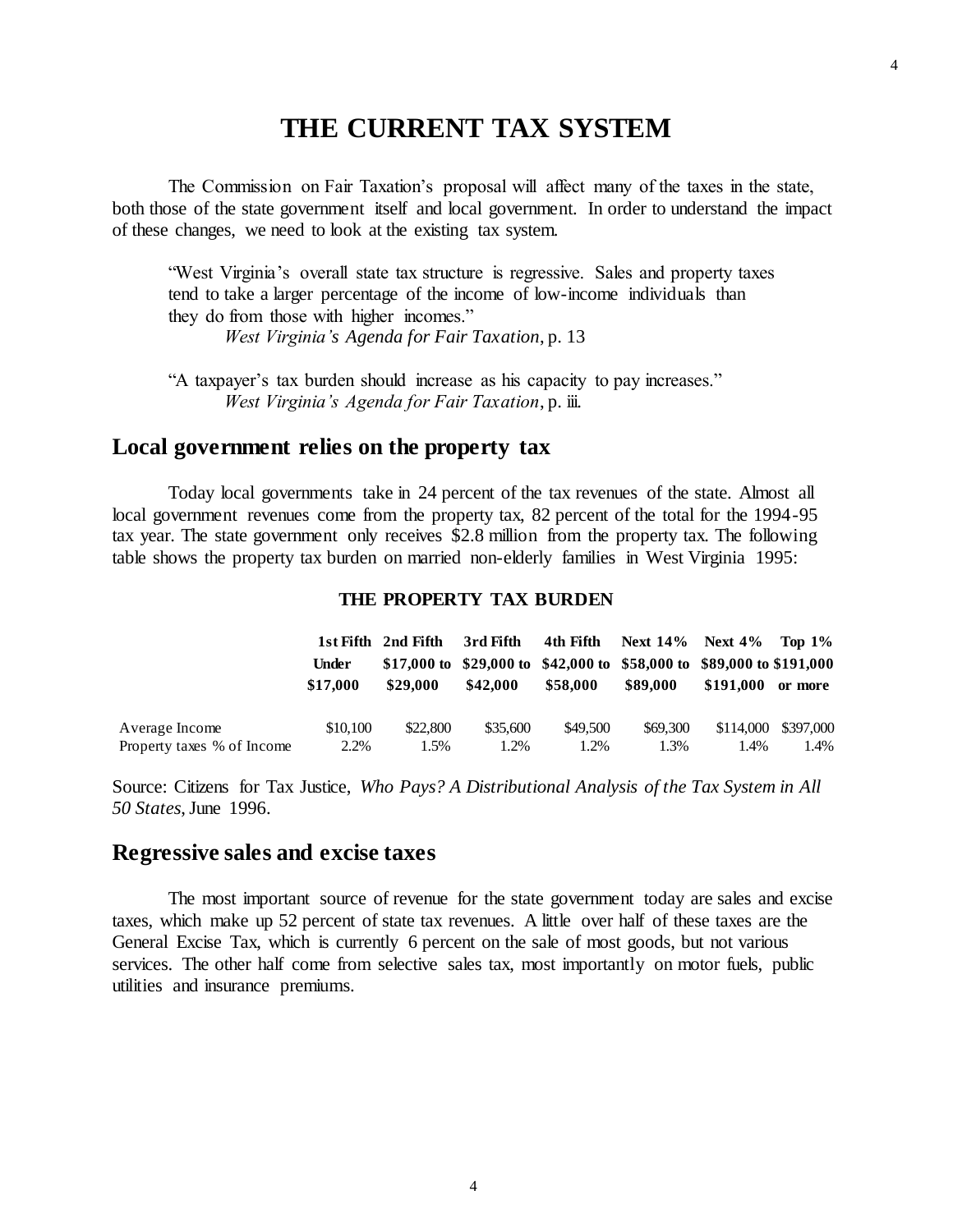# THE CURRENT TAX SYSTEM

The Commission on Fair Taxation's proposal will affect many of the taxes in the state, both those of the state government itself and local government. In order to understand the impact of these changes, we need to look at the existing tax system.

> "West Virginia's overall state tax structure is regressive. Sales and property taxes tend to take a larger percentage of the income of low-income individuals than they do from those with higher incomes."
> *West Virginia's Agenda for Fair Taxation*, p. 13

> "A taxpayer's tax burden should increase as his capacity to pay increases."
> *West Virginia's Agenda for Fair Taxation*, p. iii.

## Local government relies on the property tax

Today local governments take in 24 percent of the tax revenues of the state. Almost all local government revenues come from the property tax, 82 percent of the total for the 1994-95 tax year. The state government only receives $2.8 million from the property tax. The following table shows the property tax burden on married non-elderly families in West Virginia 1995:

**THE PROPERTY TAX BURDEN**

| | 1st Fifth<br>Under<br>$17,000 | 2nd Fifth<br>$17,000 to<br>$29,000 | 3rd Fifth<br>$29,000 to<br>$42,000 | 4th Fifth<br>$42,000 to<br>$58,000 | Next 14%<br>$58,000 to<br>$89,000 | Next 4%<br>$89,000 to<br>$191,000 | Top 1%<br>$191,000<br>or more |
|---|---|---|---|---|---|---|---|
| Average Income | $10,100 | $22,800 | $35,600 | $49,500 | $69,300 | $114,000 | $397,000 |
| Property taxes % of Income | 2.2% | 1.5% | 1.2% | 1.2% | 1.3% | 1.4% | 1.4% |

Source: Citizens for Tax Justice, *Who Pays? A Distributional Analysis of the Tax System in All 50 States*, June 1996.

## Regressive sales and excise taxes

The most important source of revenue for the state government today are sales and excise taxes, which make up 52 percent of state tax revenues. A little over half of these taxes are the General Excise Tax, which is currently 6 percent on the sale of most goods, but not various services. The other half come from selective sales tax, most importantly on motor fuels, public utilities and insurance premiums.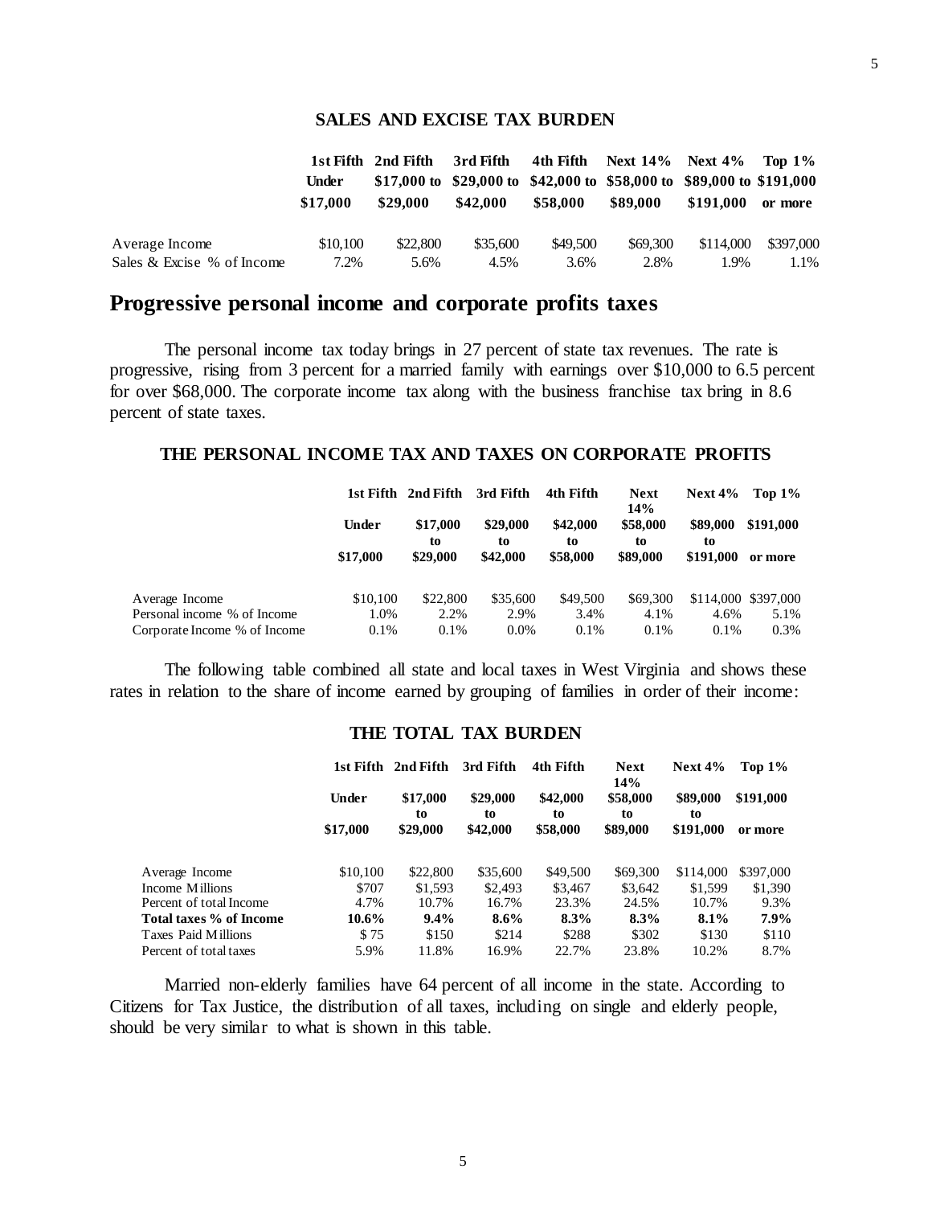**SALES AND EXCISE TAX BURDEN**

| | 1st Fifth Under $17,000 | 2nd Fifth $17,000 to $29,000 | 3rd Fifth $29,000 to $42,000 | 4th Fifth $42,000 to $58,000 | Next 14% $58,000 to $89,000 | Next 4% $89,000 to $191,000 | Top 1% $191,000 or more |
|---|---|---|---|---|---|---|---|
| Average Income | $10,100 | $22,800 | $35,600 | $49,500 | $69,300 | $114,000 | $397,000 |
| Sales & Excise % of Income | 7.2% | 5.6% | 4.5% | 3.6% | 2.8% | 1.9% | 1.1% |

## Progressive personal income and corporate profits taxes

The personal income tax today brings in 27 percent of state tax revenues. The rate is progressive, rising from 3 percent for a married family with earnings over $10,000 to 6.5 percent for over $68,000. The corporate income tax along with the business franchise tax bring in 8.6 percent of state taxes.

**THE PERSONAL INCOME TAX AND TAXES ON CORPORATE PROFITS**

| | 1st Fifth Under $17,000 | 2nd Fifth $17,000 to $29,000 | 3rd Fifth $29,000 to $42,000 | 4th Fifth $42,000 to $58,000 | Next 14% $58,000 to $89,000 | Next 4% $89,000 to $191,000 | Top 1% $191,000 or more |
|---|---|---|---|---|---|---|---|
| Average Income | $10,100 | $22,800 | $35,600 | $49,500 | $69,300 | $114,000 | $397,000 |
| Personal income % of Income | 1.0% | 2.2% | 2.9% | 3.4% | 4.1% | 4.6% | 5.1% |
| Corporate Income % of Income | 0.1% | 0.1% | 0.0% | 0.1% | 0.1% | 0.1% | 0.3% |

The following table combined all state and local taxes in West Virginia and shows these rates in relation to the share of income earned by grouping of families in order of their income:

**THE TOTAL TAX BURDEN**

| | 1st Fifth Under $17,000 | 2nd Fifth $17,000 to $29,000 | 3rd Fifth $29,000 to $42,000 | 4th Fifth $42,000 to $58,000 | Next 14% $58,000 to $89,000 | Next 4% $89,000 to $191,000 | Top 1% $191,000 or more |
|---|---|---|---|---|---|---|---|
| Average Income | $10,100 | $22,800 | $35,600 | $49,500 | $69,300 | $114,000 | $397,000 |
| Income Millions | $707 | $1,593 | $2,493 | $3,467 | $3,642 | $1,599 | $1,390 |
| Percent of total Income | 4.7% | 10.7% | 16.7% | 23.3% | 24.5% | 10.7% | 9.3% |
| **Total taxes % of Income** | **10.6%** | **9.4%** | **8.6%** | **8.3%** | **8.3%** | **8.1%** | **7.9%** |
| Taxes Paid Millions | $ 75 | $150 | $214 | $288 | $302 | $130 | $110 |
| Percent of total taxes | 5.9% | 11.8% | 16.9% | 22.7% | 23.8% | 10.2% | 8.7% |

Married non-elderly families have 64 percent of all income in the state. According to Citizens for Tax Justice, the distribution of all taxes, including on single and elderly people, should be very similar to what is shown in this table.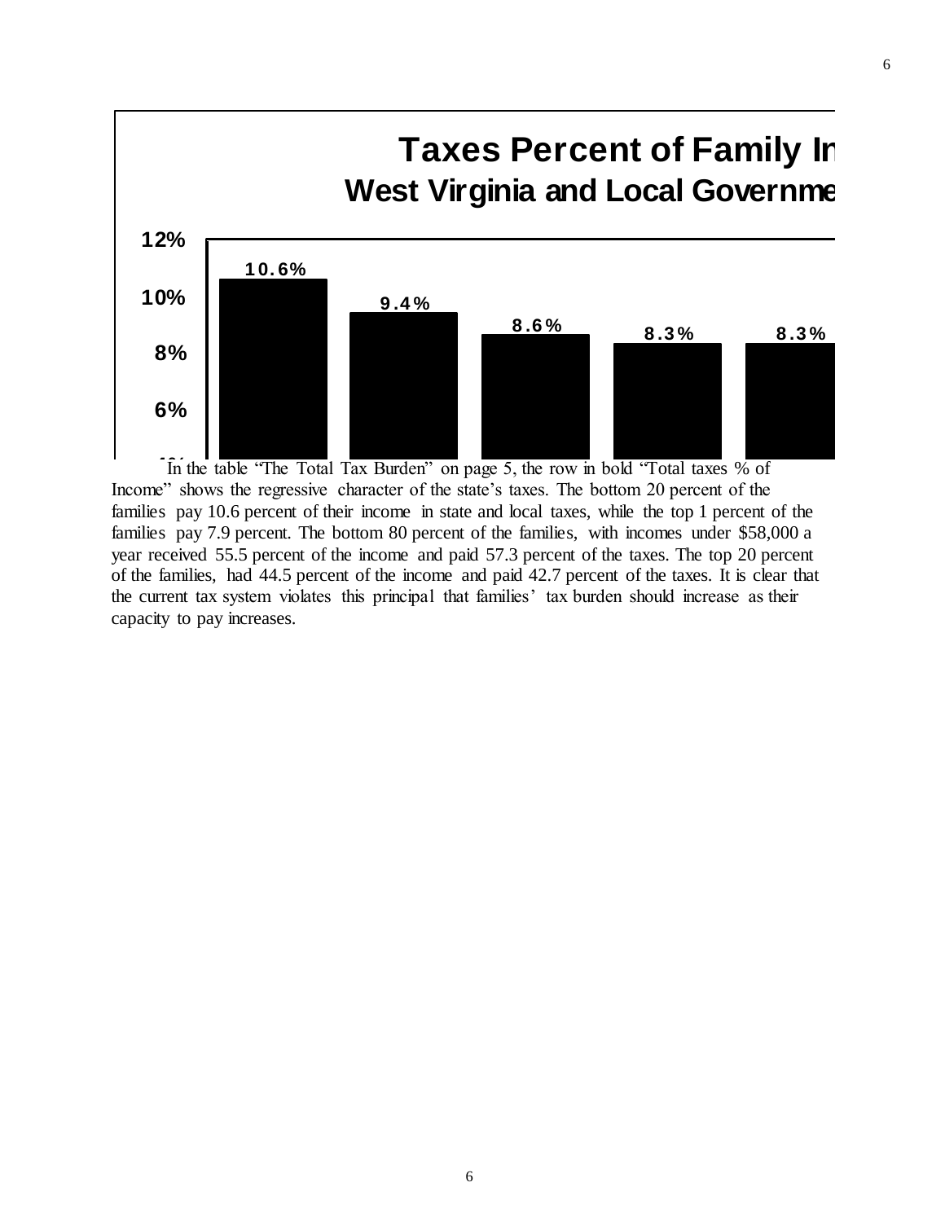**Taxes Percent of Family In**

**West Virginia and Local Governme**

| | | | | |
|---|---|---|---|---|
| 10.6% | 9.4% | 8.6% | 8.3% | 8.3% |

In the table "The Total Tax Burden" on page 5, the row in bold "Total taxes % of Income" shows the regressive character of the state's taxes. The bottom 20 percent of the families pay 10.6 percent of their income in state and local taxes, while the top 1 percent of the families pay 7.9 percent. The bottom 80 percent of the families, with incomes under $58,000 a year received 55.5 percent of the income and paid 57.3 percent of the taxes. The top 20 percent of the families, had 44.5 percent of the income and paid 42.7 percent of the taxes. It is clear that the current tax system violates this principal that families' tax burden should increase as their capacity to pay increases.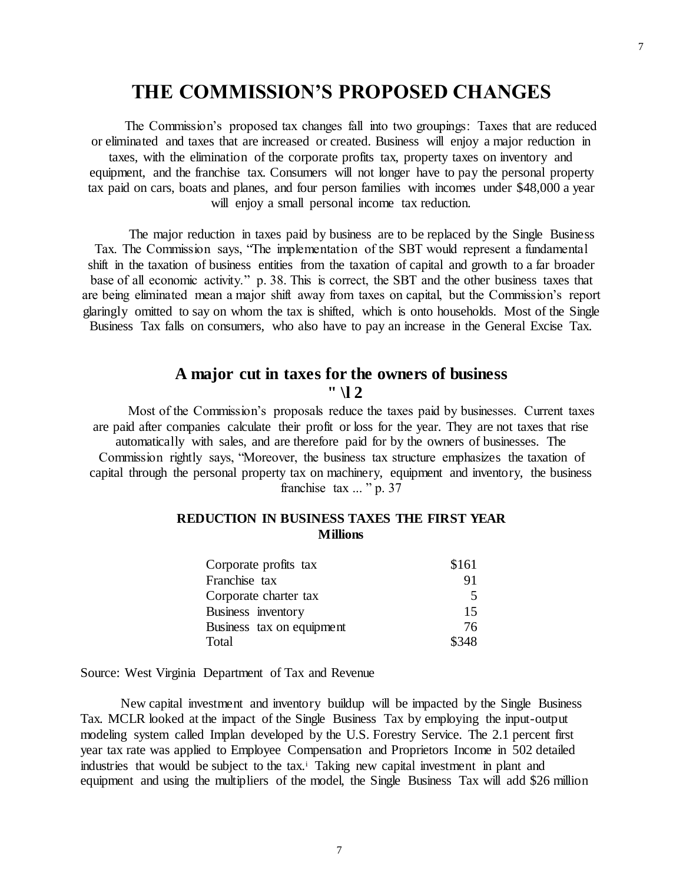# THE COMMISSION'S PROPOSED CHANGES

The Commission's proposed tax changes fall into two groupings: Taxes that are reduced or eliminated and taxes that are increased or created. Business will enjoy a major reduction in taxes, with the elimination of the corporate profits tax, property taxes on inventory and equipment, and the franchise tax. Consumers will not longer have to pay the personal property tax paid on cars, boats and planes, and four person families with incomes under $48,000 a year will enjoy a small personal income tax reduction.

The major reduction in taxes paid by business are to be replaced by the Single Business Tax. The Commission says, "The implementation of the SBT would represent a fundamental shift in the taxation of business entities from the taxation of capital and growth to a far broader base of all economic activity." p. 38. This is correct, the SBT and the other business taxes that are being eliminated mean a major shift away from taxes on capital, but the Commission's report glaringly omitted to say on whom the tax is shifted, which is onto households. Most of the Single Business Tax falls on consumers, who also have to pay an increase in the General Excise Tax.

## A major cut in taxes for the owners of business

**" \l 2**

Most of the Commission's proposals reduce the taxes paid by businesses. Current taxes are paid after companies calculate their profit or loss for the year. They are not taxes that rise automatically with sales, and are therefore paid for by the owners of businesses. The Commission rightly says, "Moreover, the business tax structure emphasizes the taxation of capital through the personal property tax on machinery, equipment and inventory, the business franchise tax ... " p. 37

**REDUCTION IN BUSINESS TAXES THE FIRST YEAR**
**Millions**

| | |
|---|---|
| Corporate profits tax | $161 |
| Franchise tax | 91 |
| Corporate charter tax | 5 |
| Business inventory | 15 |
| Business tax on equipment | 76 |
| Total | $348 |

Source: West Virginia Department of Tax and Revenue

New capital investment and inventory buildup will be impacted by the Single Business Tax. MCLR looked at the impact of the Single Business Tax by employing the input-output modeling system called Implan developed by the U.S. Forestry Service. The 2.1 percent first year tax rate was applied to Employee Compensation and Proprietors Income in 502 detailed industries that would be subject to the tax.[i] Taking new capital investment in plant and equipment and using the multipliers of the model, the Single Business Tax will add $26 million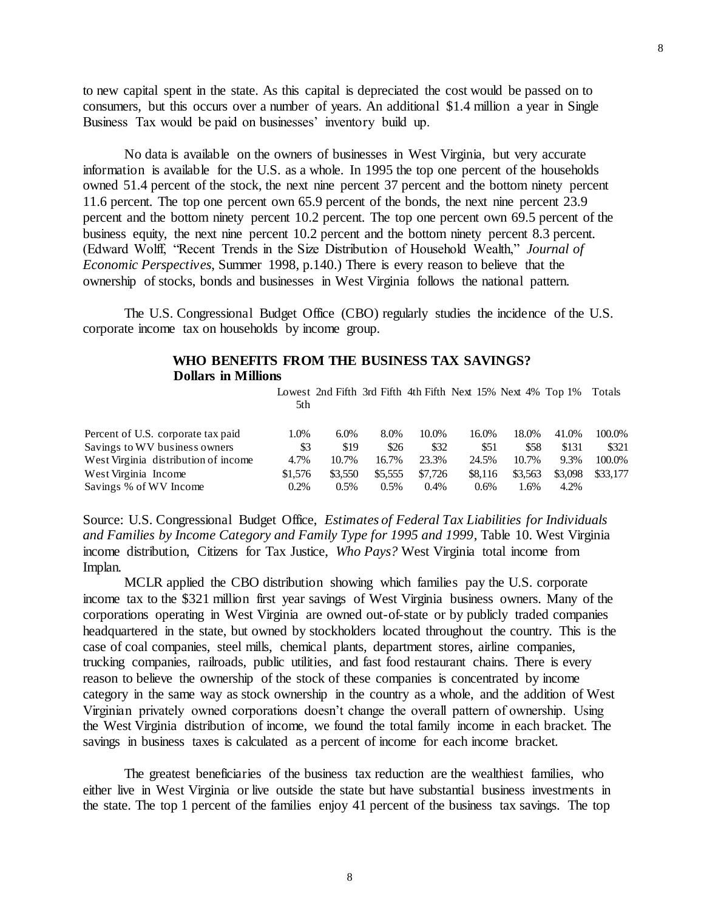to new capital spent in the state. As this capital is depreciated the cost would be passed on to consumers, but this occurs over a number of years. An additional $1.4 million a year in Single Business Tax would be paid on businesses' inventory build up.

No data is available on the owners of businesses in West Virginia, but very accurate information is available for the U.S. as a whole. In 1995 the top one percent of the households owned 51.4 percent of the stock, the next nine percent 37 percent and the bottom ninety percent 11.6 percent. The top one percent own 65.9 percent of the bonds, the next nine percent 23.9 percent and the bottom ninety percent 10.2 percent. The top one percent own 69.5 percent of the business equity, the next nine percent 10.2 percent and the bottom ninety percent 8.3 percent. (Edward Wolff, "Recent Trends in the Size Distribution of Household Wealth," *Journal of Economic Perspectives*, Summer 1998, p.140.) There is every reason to believe that the ownership of stocks, bonds and businesses in West Virginia follows the national pattern.

The U.S. Congressional Budget Office (CBO) regularly studies the incidence of the U.S. corporate income tax on households by income group.

**WHO BENEFITS FROM THE BUSINESS TAX SAVINGS?**
**Dollars in Millions**

| | Lowest 5th | 2nd Fifth | 3rd Fifth | 4th Fifth | Next 15% | Next 4% | Top 1% | Totals |
|---|---|---|---|---|---|---|---|---|
| Percent of U.S. corporate tax paid | 1.0% | 6.0% | 8.0% | 10.0% | 16.0% | 18.0% | 41.0% | 100.0% |
| Savings to WV business owners | $3 | $19 | $26 | $32 | $51 | $58 | $131 | $321 |
| West Virginia distribution of income | 4.7% | 10.7% | 16.7% | 23.3% | 24.5% | 10.7% | 9.3% | 100.0% |
| West Virginia Income | $1,576 | $3,550 | $5,555 | $7,726 | $8,116 | $3,563 | $3,098 | $33,177 |
| Savings % of WV Income | 0.2% | 0.5% | 0.5% | 0.4% | 0.6% | 1.6% | 4.2% | |

Source: U.S. Congressional Budget Office, *Estimates of Federal Tax Liabilities for Individuals and Families by Income Category and Family Type for 1995 and 1999*, Table 10. West Virginia income distribution, Citizens for Tax Justice, *Who Pays?* West Virginia total income from Implan.

MCLR applied the CBO distribution showing which families pay the U.S. corporate income tax to the $321 million first year savings of West Virginia business owners. Many of the corporations operating in West Virginia are owned out-of-state or by publicly traded companies headquartered in the state, but owned by stockholders located throughout the country. This is the case of coal companies, steel mills, chemical plants, department stores, airline companies, trucking companies, railroads, public utilities, and fast food restaurant chains. There is every reason to believe the ownership of the stock of these companies is concentrated by income category in the same way as stock ownership in the country as a whole, and the addition of West Virginian privately owned corporations doesn't change the overall pattern of ownership. Using the West Virginia distribution of income, we found the total family income in each bracket. The savings in business taxes is calculated as a percent of income for each income bracket.

The greatest beneficiaries of the business tax reduction are the wealthiest families, who either live in West Virginia or live outside the state but have substantial business investments in the state. The top 1 percent of the families enjoy 41 percent of the business tax savings. The top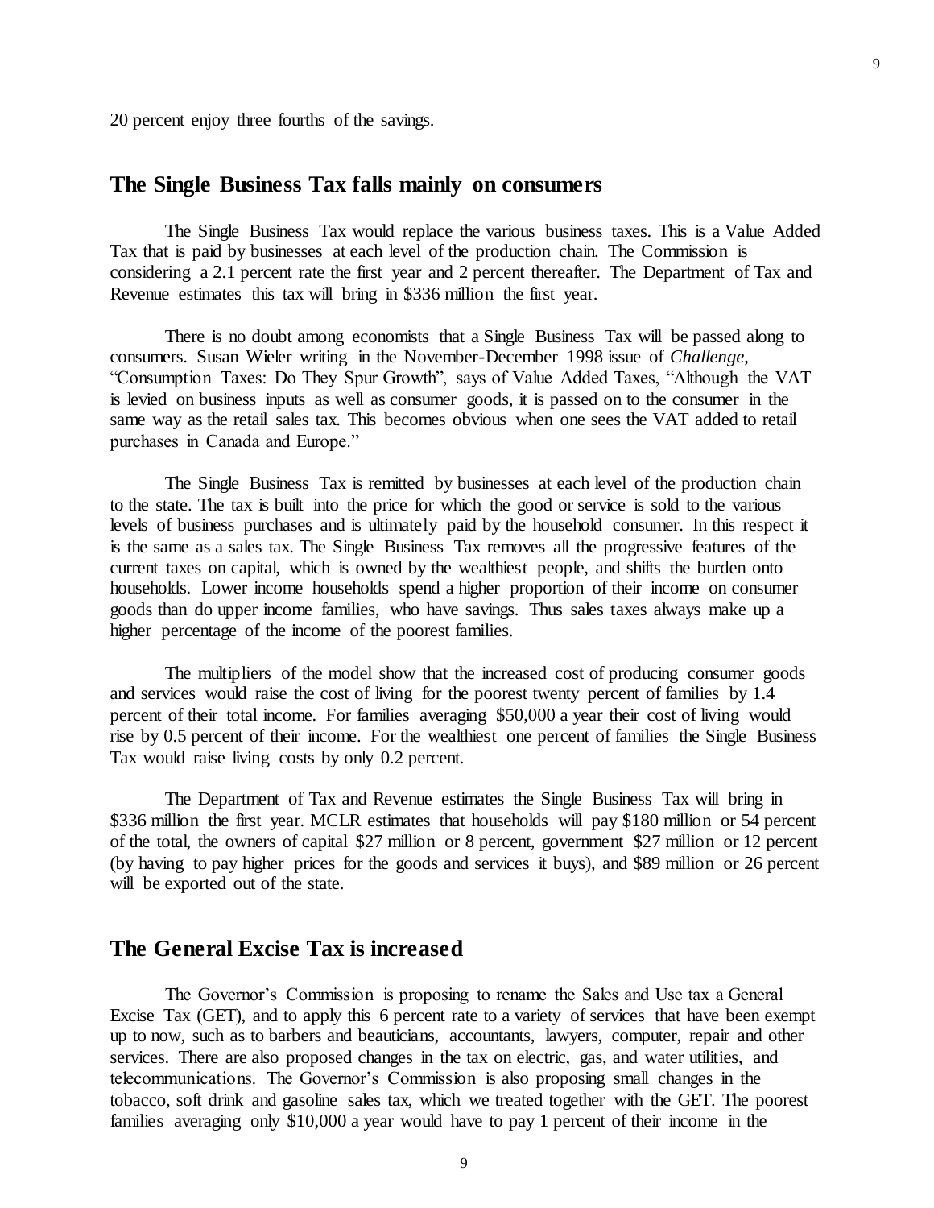20 percent enjoy three fourths of the savings.

## The Single Business Tax falls mainly on consumers

The Single Business Tax would replace the various business taxes. This is a Value Added Tax that is paid by businesses at each level of the production chain. The Commission is considering a 2.1 percent rate the first year and 2 percent thereafter. The Department of Tax and Revenue estimates this tax will bring in $336 million the first year.

There is no doubt among economists that a Single Business Tax will be passed along to consumers. Susan Wieler writing in the November-December 1998 issue of *Challenge*, "Consumption Taxes: Do They Spur Growth", says of Value Added Taxes, "Although the VAT is levied on business inputs as well as consumer goods, it is passed on to the consumer in the same way as the retail sales tax. This becomes obvious when one sees the VAT added to retail purchases in Canada and Europe."

The Single Business Tax is remitted by businesses at each level of the production chain to the state. The tax is built into the price for which the good or service is sold to the various levels of business purchases and is ultimately paid by the household consumer. In this respect it is the same as a sales tax. The Single Business Tax removes all the progressive features of the current taxes on capital, which is owned by the wealthiest people, and shifts the burden onto households. Lower income households spend a higher proportion of their income on consumer goods than do upper income families, who have savings. Thus sales taxes always make up a higher percentage of the income of the poorest families.

The multipliers of the model show that the increased cost of producing consumer goods and services would raise the cost of living for the poorest twenty percent of families by 1.4 percent of their total income. For families averaging $50,000 a year their cost of living would rise by 0.5 percent of their income. For the wealthiest one percent of families the Single Business Tax would raise living costs by only 0.2 percent.

The Department of Tax and Revenue estimates the Single Business Tax will bring in $336 million the first year. MCLR estimates that households will pay $180 million or 54 percent of the total, the owners of capital $27 million or 8 percent, government $27 million or 12 percent (by having to pay higher prices for the goods and services it buys), and $89 million or 26 percent will be exported out of the state.

## The General Excise Tax is increased

The Governor's Commission is proposing to rename the Sales and Use tax a General Excise Tax (GET), and to apply this 6 percent rate to a variety of services that have been exempt up to now, such as to barbers and beauticians, accountants, lawyers, computer, repair and other services. There are also proposed changes in the tax on electric, gas, and water utilities, and telecommunications. The Governor's Commission is also proposing small changes in the tobacco, soft drink and gasoline sales tax, which we treated together with the GET. The poorest families averaging only $10,000 a year would have to pay 1 percent of their income in the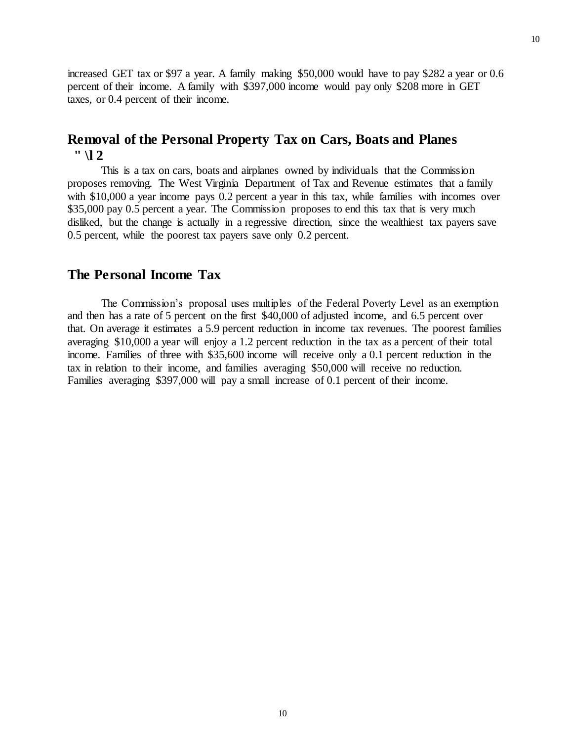increased GET tax or $97 a year. A family making $50,000 would have to pay $282 a year or 0.6 percent of their income. A family with $397,000 income would pay only $208 more in GET taxes, or 0.4 percent of their income.

## Removal of the Personal Property Tax on Cars, Boats and Planes " \l 2

This is a tax on cars, boats and airplanes owned by individuals that the Commission proposes removing. The West Virginia Department of Tax and Revenue estimates that a family with $10,000 a year income pays 0.2 percent a year in this tax, while families with incomes over $35,000 pay 0.5 percent a year. The Commission proposes to end this tax that is very much disliked, but the change is actually in a regressive direction, since the wealthiest tax payers save 0.5 percent, while the poorest tax payers save only 0.2 percent.

## The Personal Income Tax

The Commission's proposal uses multiples of the Federal Poverty Level as an exemption and then has a rate of 5 percent on the first $40,000 of adjusted income, and 6.5 percent over that. On average it estimates a 5.9 percent reduction in income tax revenues. The poorest families averaging $10,000 a year will enjoy a 1.2 percent reduction in the tax as a percent of their total income. Families of three with $35,600 income will receive only a 0.1 percent reduction in the tax in relation to their income, and families averaging $50,000 will receive no reduction. Families averaging $397,000 will pay a small increase of 0.1 percent of their income.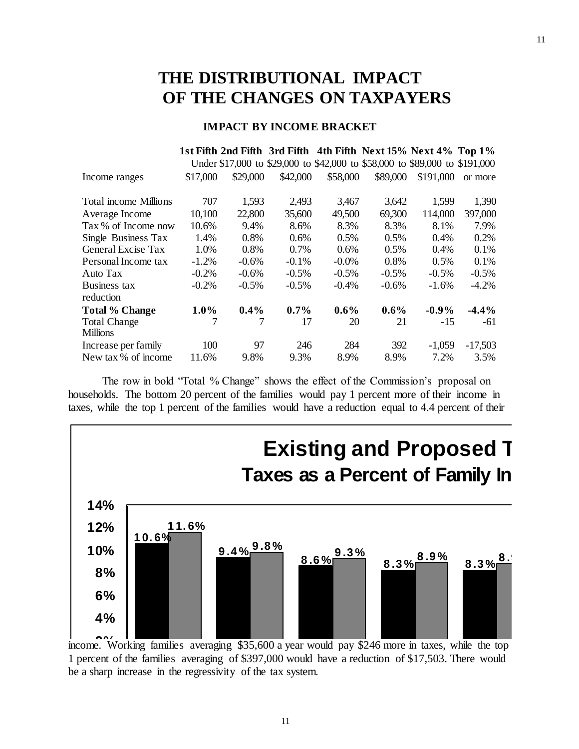# THE DISTRIBUTIONAL IMPACT OF THE CHANGES ON TAXPAYERS

### IMPACT BY INCOME BRACKET

| | **1st Fifth** | **2nd Fifth** | **3rd Fifth** | **4th Fifth** | **Next 15%** | **Next 4%** | **Top 1%** |
|---|---|---|---|---|---|---|---|
| Income ranges | Under $17,000 | $17,000 to $29,000 | $29,000 to $42,000 | $42,000 to $58,000 | $58,000 to $89,000 | $89,000 to $191,000 | $191,000 or more |
| Total income Millions | 707 | 1,593 | 2,493 | 3,467 | 3,642 | 1,599 | 1,390 |
| Average Income | 10,100 | 22,800 | 35,600 | 49,500 | 69,300 | 114,000 | 397,000 |
| Tax % of Income now | 10.6% | 9.4% | 8.6% | 8.3% | 8.3% | 8.1% | 7.9% |
| Single Business Tax | 1.4% | 0.8% | 0.6% | 0.5% | 0.5% | 0.4% | 0.2% |
| General Excise Tax | 1.0% | 0.8% | 0.7% | 0.6% | 0.5% | 0.4% | 0.1% |
| Personal Income tax | -1.2% | -0.6% | -0.1% | -0.0% | 0.8% | 0.5% | 0.1% |
| Auto Tax | -0.2% | -0.6% | -0.5% | -0.5% | -0.5% | -0.5% | -0.5% |
| Business tax reduction | -0.2% | -0.5% | -0.5% | -0.4% | -0.6% | -1.6% | -4.2% |
| **Total % Change** | **1.0%** | **0.4%** | **0.7%** | **0.6%** | **0.6%** | **-0.9%** | **-4.4%** |
| Total Change Millions | 7 | 7 | 17 | 20 | 21 | -15 | -61 |
| Increase per family | 100 | 97 | 246 | 284 | 392 | -1,059 | -17,503 |
| New tax % of income | 11.6% | 9.8% | 9.3% | 8.9% | 8.9% | 7.2% | 3.5% |

The row in bold "Total % Change" shows the effect of the Commission's proposal on households. The bottom 20 percent of the families would pay 1 percent more of their income in taxes, while the top 1 percent of the families would have a reduction equal to 4.4 percent of their income. Working families averaging $35,600 a year would pay $246 more in taxes, while the top 1 percent of the families averaging of $397,000 would have a reduction of $17,503. There would be a sharp increase in the regressivity of the tax system.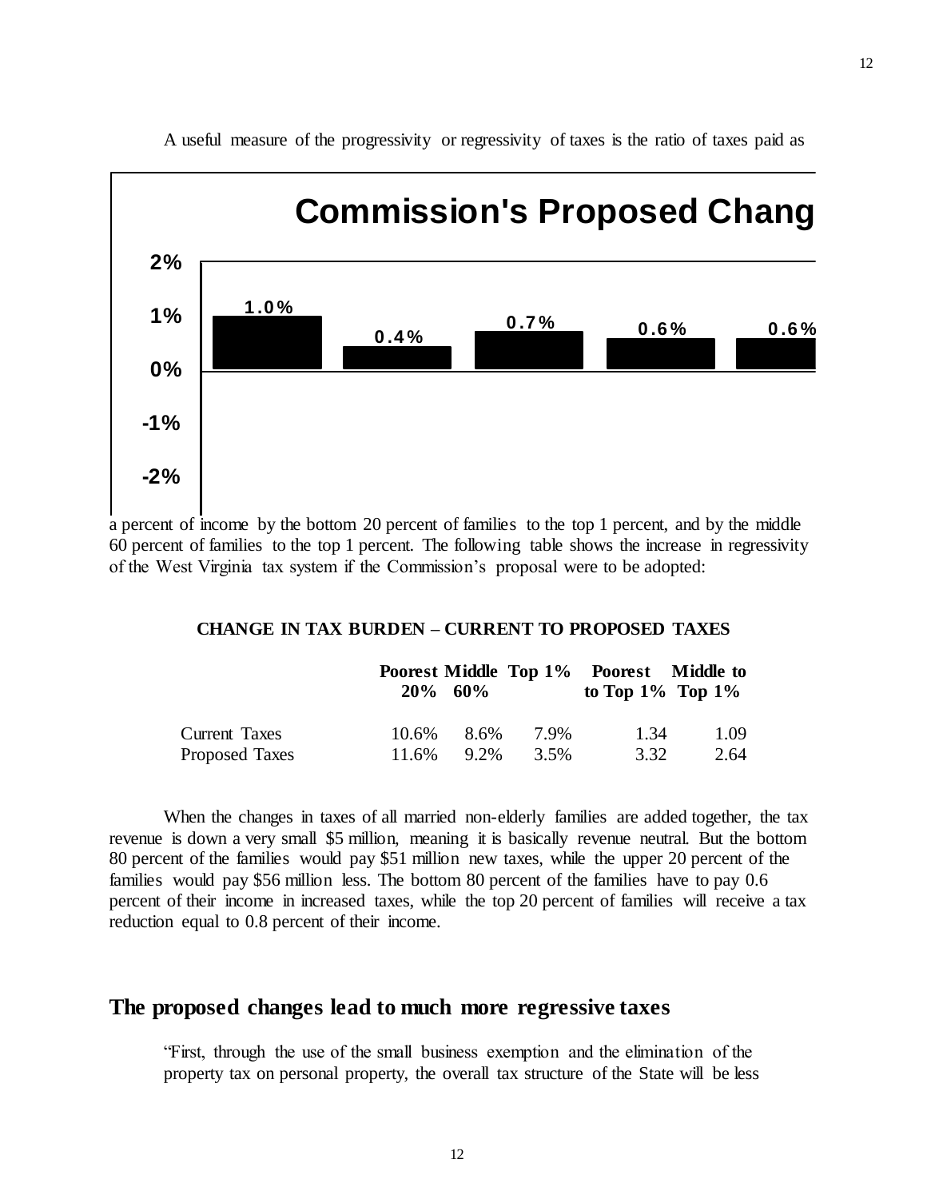A useful measure of the progressivity or regressivity of taxes is the ratio of taxes paid as a percent of income by the bottom 20 percent of families to the top 1 percent, and by the middle 60 percent of families to the top 1 percent. The following table shows the increase in regressivity of the West Virginia tax system if the Commission's proposal were to be adopted:

**Commission's Proposed Chang**

1.0% 0.4% 0.7% 0.6% 0.6%

**CHANGE IN TAX BURDEN – CURRENT TO PROPOSED TAXES**

| | Poorest 20% | Middle 60% | Top 1% | Poorest to Top 1% | Middle to Top 1% |
|---|---|---|---|---|---|
| Current Taxes | 10.6% | 8.6% | 7.9% | 1.34 | 1.09 |
| Proposed Taxes | 11.6% | 9.2% | 3.5% | 3.32 | 2.64 |

When the changes in taxes of all married non-elderly families are added together, the tax revenue is down a very small $5 million, meaning it is basically revenue neutral. But the bottom 80 percent of the families would pay $51 million new taxes, while the upper 20 percent of the families would pay $56 million less. The bottom 80 percent of the families have to pay 0.6 percent of their income in increased taxes, while the top 20 percent of families will receive a tax reduction equal to 0.8 percent of their income.

## The proposed changes lead to much more regressive taxes

"First, through the use of the small business exemption and the elimination of the property tax on personal property, the overall tax structure of the State will be less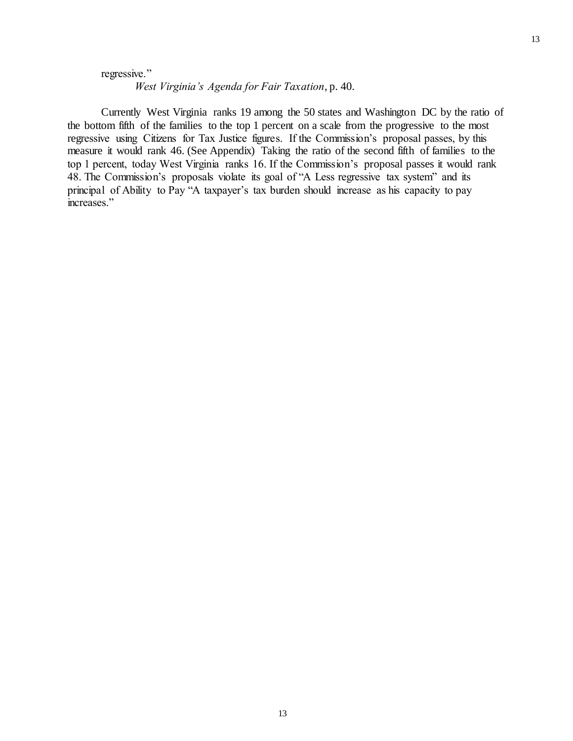regressive."

*West Virginia's Agenda for Fair Taxation*, p. 40.

Currently West Virginia ranks 19 among the 50 states and Washington DC by the ratio of the bottom fifth of the families to the top 1 percent on a scale from the progressive to the most regressive using Citizens for Tax Justice figures. If the Commission's proposal passes, by this measure it would rank 46. (See Appendix) Taking the ratio of the second fifth of families to the top 1 percent, today West Virginia ranks 16. If the Commission's proposal passes it would rank 48. The Commission's proposals violate its goal of "A Less regressive tax system" and its principal of Ability to Pay "A taxpayer's tax burden should increase as his capacity to pay increases."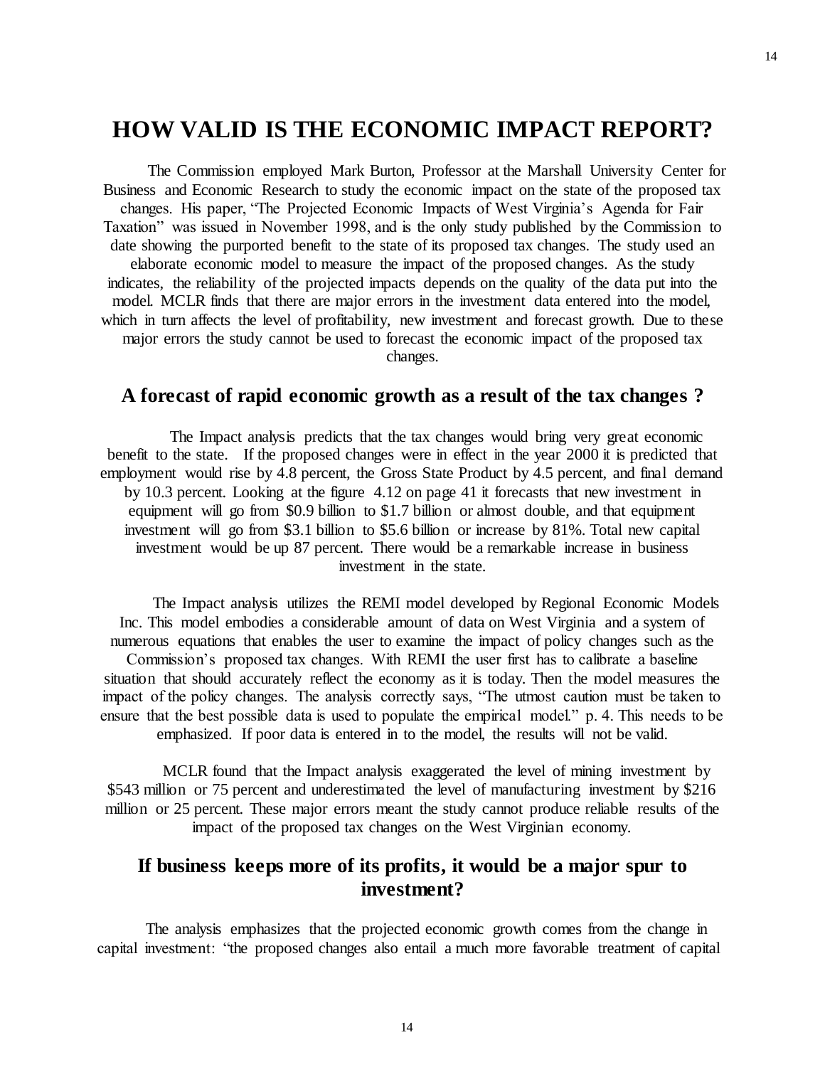# HOW VALID IS THE ECONOMIC IMPACT REPORT?

The Commission employed Mark Burton, Professor at the Marshall University Center for Business and Economic Research to study the economic impact on the state of the proposed tax changes. His paper, "The Projected Economic Impacts of West Virginia's Agenda for Fair Taxation" was issued in November 1998, and is the only study published by the Commission to date showing the purported benefit to the state of its proposed tax changes. The study used an elaborate economic model to measure the impact of the proposed changes. As the study indicates, the reliability of the projected impacts depends on the quality of the data put into the model. MCLR finds that there are major errors in the investment data entered into the model, which in turn affects the level of profitability, new investment and forecast growth. Due to these major errors the study cannot be used to forecast the economic impact of the proposed tax changes.

## A forecast of rapid economic growth as a result of the tax changes ?

The Impact analysis predicts that the tax changes would bring very great economic benefit to the state. If the proposed changes were in effect in the year 2000 it is predicted that employment would rise by 4.8 percent, the Gross State Product by 4.5 percent, and final demand by 10.3 percent. Looking at the figure 4.12 on page 41 it forecasts that new investment in equipment will go from \$0.9 billion to \$1.7 billion or almost double, and that equipment investment will go from \$3.1 billion to \$5.6 billion or increase by 81%. Total new capital investment would be up 87 percent. There would be a remarkable increase in business investment in the state.

The Impact analysis utilizes the REMI model developed by Regional Economic Models Inc. This model embodies a considerable amount of data on West Virginia and a system of numerous equations that enables the user to examine the impact of policy changes such as the Commission's proposed tax changes. With REMI the user first has to calibrate a baseline situation that should accurately reflect the economy as it is today. Then the model measures the impact of the policy changes. The analysis correctly says, "The utmost caution must be taken to ensure that the best possible data is used to populate the empirical model." p. 4. This needs to be emphasized. If poor data is entered in to the model, the results will not be valid.

MCLR found that the Impact analysis exaggerated the level of mining investment by \$543 million or 75 percent and underestimated the level of manufacturing investment by \$216 million or 25 percent. These major errors meant the study cannot produce reliable results of the impact of the proposed tax changes on the West Virginian economy.

## If business keeps more of its profits, it would be a major spur to investment?

The analysis emphasizes that the projected economic growth comes from the change in capital investment: "the proposed changes also entail a much more favorable treatment of capital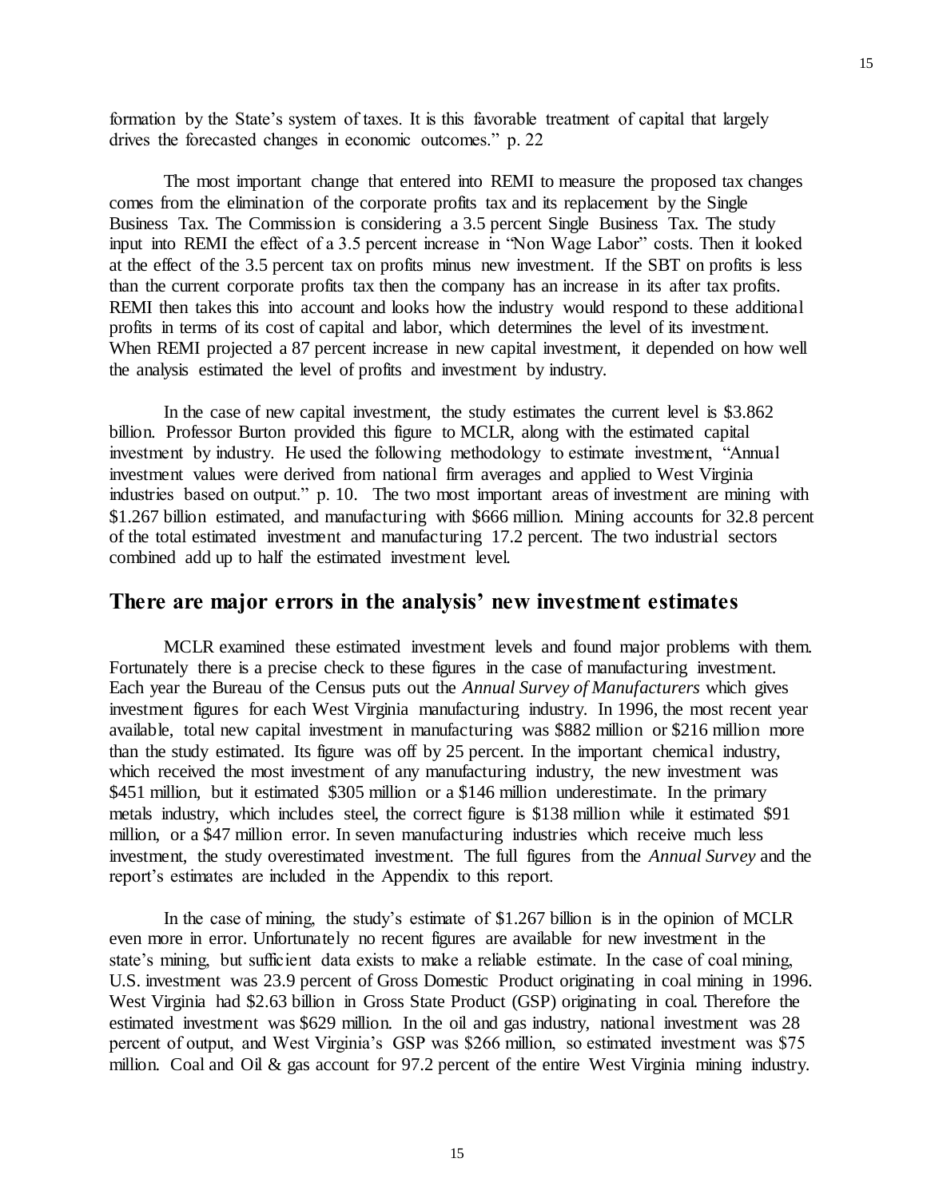formation by the State's system of taxes. It is this favorable treatment of capital that largely drives the forecasted changes in economic outcomes." p. 22

The most important change that entered into REMI to measure the proposed tax changes comes from the elimination of the corporate profits tax and its replacement by the Single Business Tax. The Commission is considering a 3.5 percent Single Business Tax. The study input into REMI the effect of a 3.5 percent increase in "Non Wage Labor" costs. Then it looked at the effect of the 3.5 percent tax on profits minus new investment. If the SBT on profits is less than the current corporate profits tax then the company has an increase in its after tax profits. REMI then takes this into account and looks how the industry would respond to these additional profits in terms of its cost of capital and labor, which determines the level of its investment. When REMI projected a 87 percent increase in new capital investment, it depended on how well the analysis estimated the level of profits and investment by industry.

In the case of new capital investment, the study estimates the current level is $3.862 billion. Professor Burton provided this figure to MCLR, along with the estimated capital investment by industry. He used the following methodology to estimate investment, "Annual investment values were derived from national firm averages and applied to West Virginia industries based on output." p. 10. The two most important areas of investment are mining with $1.267 billion estimated, and manufacturing with $666 million. Mining accounts for 32.8 percent of the total estimated investment and manufacturing 17.2 percent. The two industrial sectors combined add up to half the estimated investment level.

## There are major errors in the analysis' new investment estimates

MCLR examined these estimated investment levels and found major problems with them. Fortunately there is a precise check to these figures in the case of manufacturing investment. Each year the Bureau of the Census puts out the *Annual Survey of Manufacturers* which gives investment figures for each West Virginia manufacturing industry. In 1996, the most recent year available, total new capital investment in manufacturing was $882 million or $216 million more than the study estimated. Its figure was off by 25 percent. In the important chemical industry, which received the most investment of any manufacturing industry, the new investment was $451 million, but it estimated $305 million or a $146 million underestimate. In the primary metals industry, which includes steel, the correct figure is $138 million while it estimated $91 million, or a $47 million error. In seven manufacturing industries which receive much less investment, the study overestimated investment. The full figures from the *Annual Survey* and the report's estimates are included in the Appendix to this report.

In the case of mining, the study's estimate of $1.267 billion is in the opinion of MCLR even more in error. Unfortunately no recent figures are available for new investment in the state's mining, but sufficient data exists to make a reliable estimate. In the case of coal mining, U.S. investment was 23.9 percent of Gross Domestic Product originating in coal mining in 1996. West Virginia had $2.63 billion in Gross State Product (GSP) originating in coal. Therefore the estimated investment was $629 million. In the oil and gas industry, national investment was 28 percent of output, and West Virginia's GSP was $266 million, so estimated investment was $75 million. Coal and Oil & gas account for 97.2 percent of the entire West Virginia mining industry.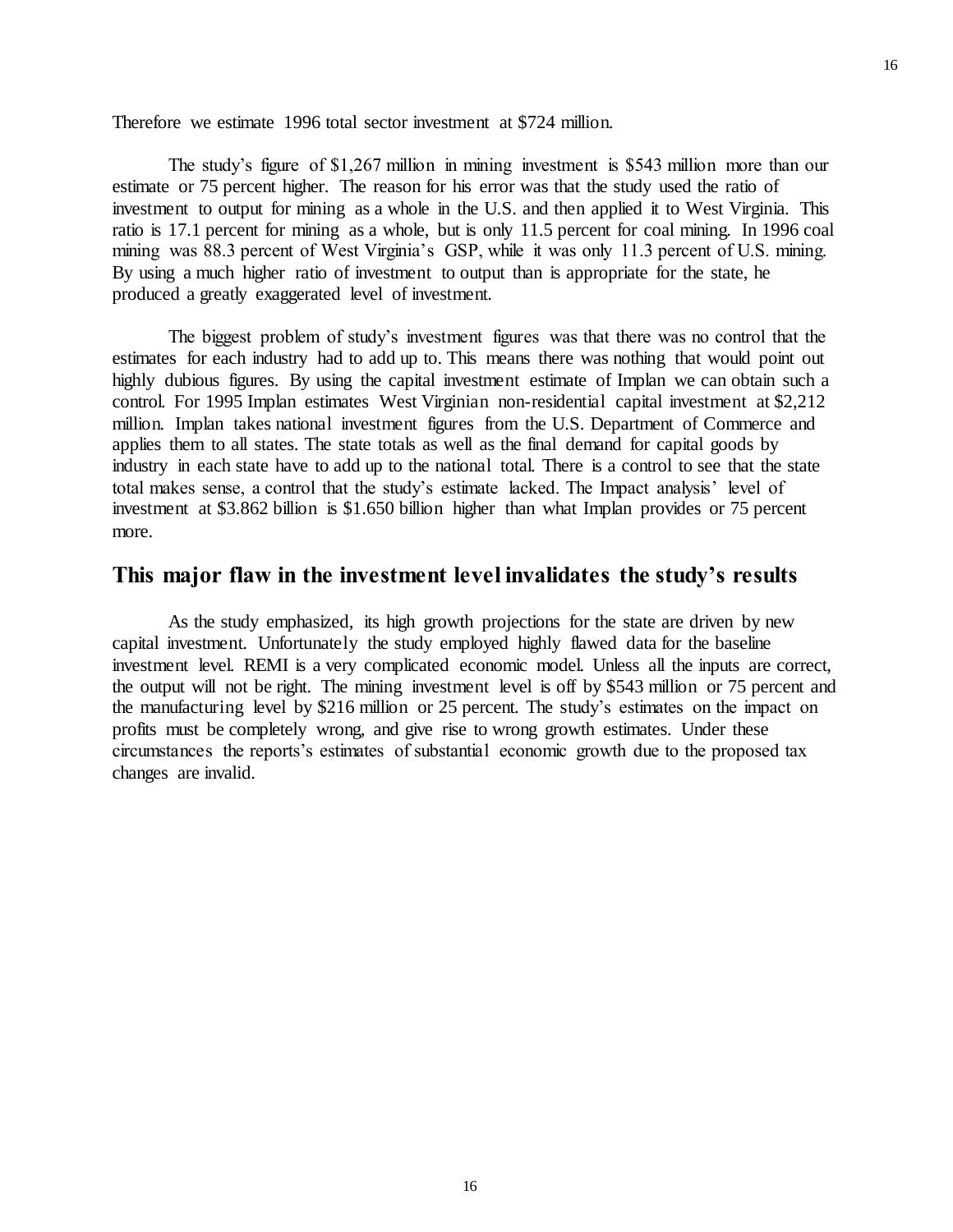Therefore we estimate 1996 total sector investment at $724 million.

The study's figure of $1,267 million in mining investment is $543 million more than our estimate or 75 percent higher. The reason for his error was that the study used the ratio of investment to output for mining as a whole in the U.S. and then applied it to West Virginia. This ratio is 17.1 percent for mining as a whole, but is only 11.5 percent for coal mining. In 1996 coal mining was 88.3 percent of West Virginia's GSP, while it was only 11.3 percent of U.S. mining. By using a much higher ratio of investment to output than is appropriate for the state, he produced a greatly exaggerated level of investment.

The biggest problem of study's investment figures was that there was no control that the estimates for each industry had to add up to. This means there was nothing that would point out highly dubious figures. By using the capital investment estimate of Implan we can obtain such a control. For 1995 Implan estimates West Virginian non-residential capital investment at $2,212 million. Implan takes national investment figures from the U.S. Department of Commerce and applies them to all states. The state totals as well as the final demand for capital goods by industry in each state have to add up to the national total. There is a control to see that the state total makes sense, a control that the study's estimate lacked. The Impact analysis' level of investment at $3.862 billion is $1.650 billion higher than what Implan provides or 75 percent more.

## This major flaw in the investment level invalidates the study's results

As the study emphasized, its high growth projections for the state are driven by new capital investment. Unfortunately the study employed highly flawed data for the baseline investment level. REMI is a very complicated economic model. Unless all the inputs are correct, the output will not be right. The mining investment level is off by $543 million or 75 percent and the manufacturing level by $216 million or 25 percent. The study's estimates on the impact on profits must be completely wrong, and give rise to wrong growth estimates. Under these circumstances the reports's estimates of substantial economic growth due to the proposed tax changes are invalid.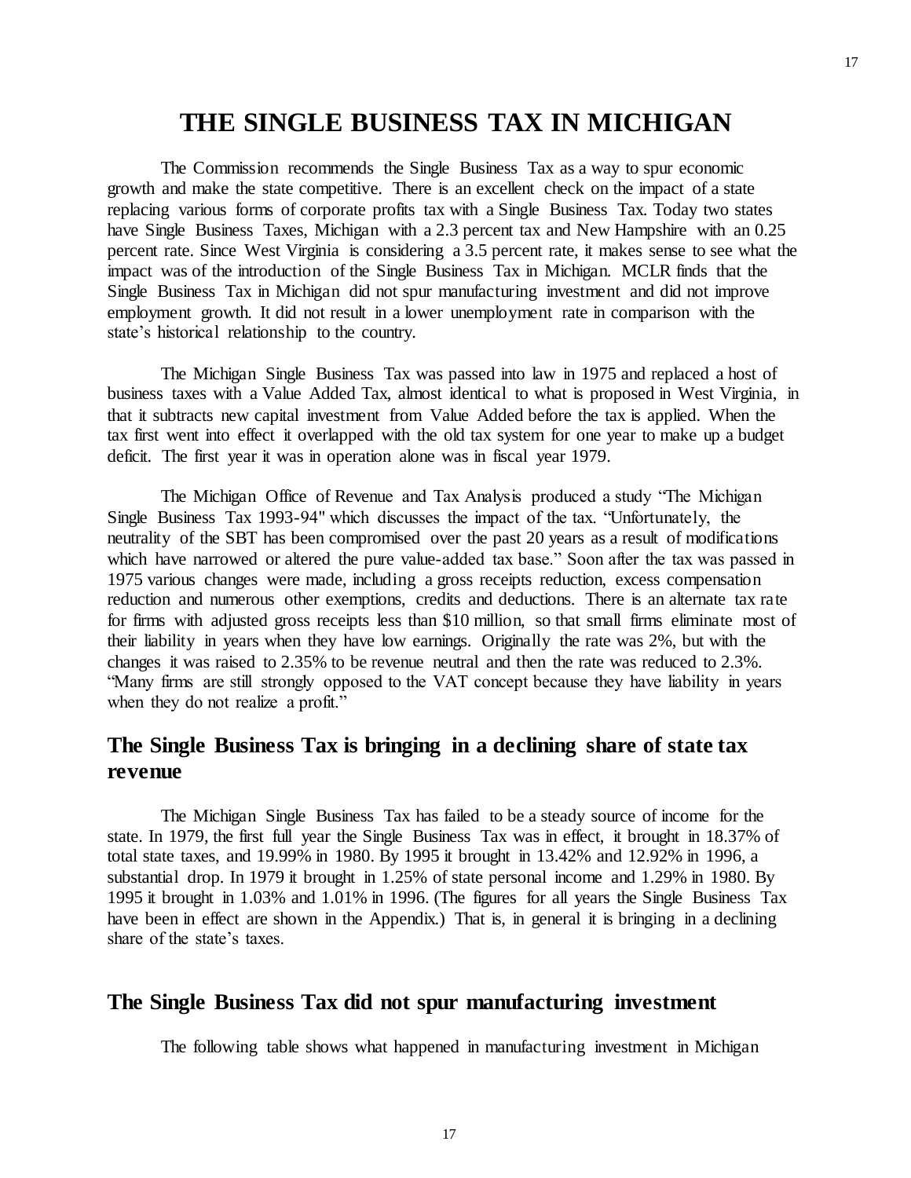# THE SINGLE BUSINESS TAX IN MICHIGAN

The Commission recommends the Single Business Tax as a way to spur economic growth and make the state competitive. There is an excellent check on the impact of a state replacing various forms of corporate profits tax with a Single Business Tax. Today two states have Single Business Taxes, Michigan with a 2.3 percent tax and New Hampshire with an 0.25 percent rate. Since West Virginia is considering a 3.5 percent rate, it makes sense to see what the impact was of the introduction of the Single Business Tax in Michigan. MCLR finds that the Single Business Tax in Michigan did not spur manufacturing investment and did not improve employment growth. It did not result in a lower unemployment rate in comparison with the state's historical relationship to the country.

The Michigan Single Business Tax was passed into law in 1975 and replaced a host of business taxes with a Value Added Tax, almost identical to what is proposed in West Virginia, in that it subtracts new capital investment from Value Added before the tax is applied. When the tax first went into effect it overlapped with the old tax system for one year to make up a budget deficit. The first year it was in operation alone was in fiscal year 1979.

The Michigan Office of Revenue and Tax Analysis produced a study "The Michigan Single Business Tax 1993-94" which discusses the impact of the tax. "Unfortunately, the neutrality of the SBT has been compromised over the past 20 years as a result of modifications which have narrowed or altered the pure value-added tax base." Soon after the tax was passed in 1975 various changes were made, including a gross receipts reduction, excess compensation reduction and numerous other exemptions, credits and deductions. There is an alternate tax rate for firms with adjusted gross receipts less than $10 million, so that small firms eliminate most of their liability in years when they have low earnings. Originally the rate was 2%, but with the changes it was raised to 2.35% to be revenue neutral and then the rate was reduced to 2.3%. "Many firms are still strongly opposed to the VAT concept because they have liability in years when they do not realize a profit."

## The Single Business Tax is bringing in a declining share of state tax revenue

The Michigan Single Business Tax has failed to be a steady source of income for the state. In 1979, the first full year the Single Business Tax was in effect, it brought in 18.37% of total state taxes, and 19.99% in 1980. By 1995 it brought in 13.42% and 12.92% in 1996, a substantial drop. In 1979 it brought in 1.25% of state personal income and 1.29% in 1980. By 1995 it brought in 1.03% and 1.01% in 1996. (The figures for all years the Single Business Tax have been in effect are shown in the Appendix.) That is, in general it is bringing in a declining share of the state's taxes.

## The Single Business Tax did not spur manufacturing investment

The following table shows what happened in manufacturing investment in Michigan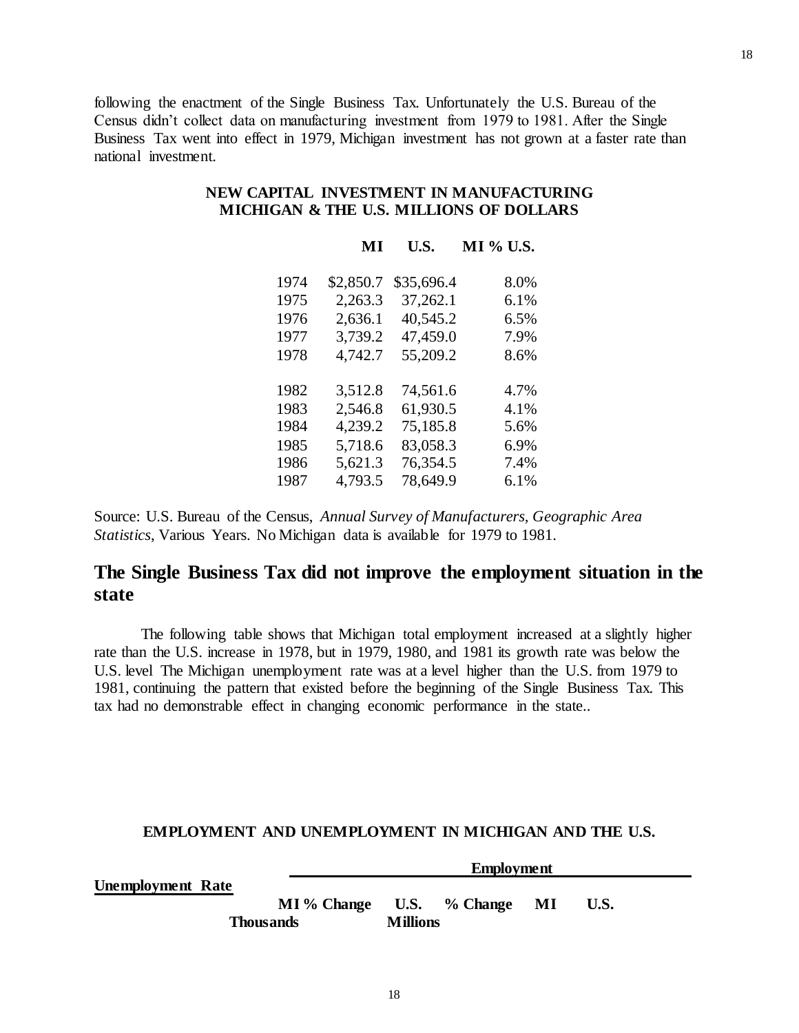following the enactment of the Single Business Tax. Unfortunately the U.S. Bureau of the Census didn't collect data on manufacturing investment from 1979 to 1981. After the Single Business Tax went into effect in 1979, Michigan investment has not grown at a faster rate than national investment.

**NEW CAPITAL INVESTMENT IN MANUFACTURING MICHIGAN & THE U.S. MILLIONS OF DOLLARS**

| | MI | U.S. | MI % U.S. |
|---|---|---|---|
| 1974 | $2,850.7 | $35,696.4 | 8.0% |
| 1975 | 2,263.3 | 37,262.1 | 6.1% |
| 1976 | 2,636.1 | 40,545.2 | 6.5% |
| 1977 | 3,739.2 | 47,459.0 | 7.9% |
| 1978 | 4,742.7 | 55,209.2 | 8.6% |
| 1982 | 3,512.8 | 74,561.6 | 4.7% |
| 1983 | 2,546.8 | 61,930.5 | 4.1% |
| 1984 | 4,239.2 | 75,185.8 | 5.6% |
| 1985 | 5,718.6 | 83,058.3 | 6.9% |
| 1986 | 5,621.3 | 76,354.5 | 7.4% |
| 1987 | 4,793.5 | 78,649.9 | 6.1% |

Source: U.S. Bureau of the Census, *Annual Survey of Manufacturers, Geographic Area Statistics*, Various Years. No Michigan data is available for 1979 to 1981.

## The Single Business Tax did not improve the employment situation in the state

The following table shows that Michigan total employment increased at a slightly higher rate than the U.S. increase in 1978, but in 1979, 1980, and 1981 its growth rate was below the U.S. level The Michigan unemployment rate was at a level higher than the U.S. from 1979 to 1981, continuing the pattern that existed before the beginning of the Single Business Tax. This tax had no demonstrable effect in changing economic performance in the state..

**EMPLOYMENT AND UNEMPLOYMENT IN MICHIGAN AND THE U.S.**

| Employment | | | | Unemployment Rate | |
|---|---|---|---|---|---|
| MI Thousands | % Change | U.S. Millions | % Change | MI | U.S. |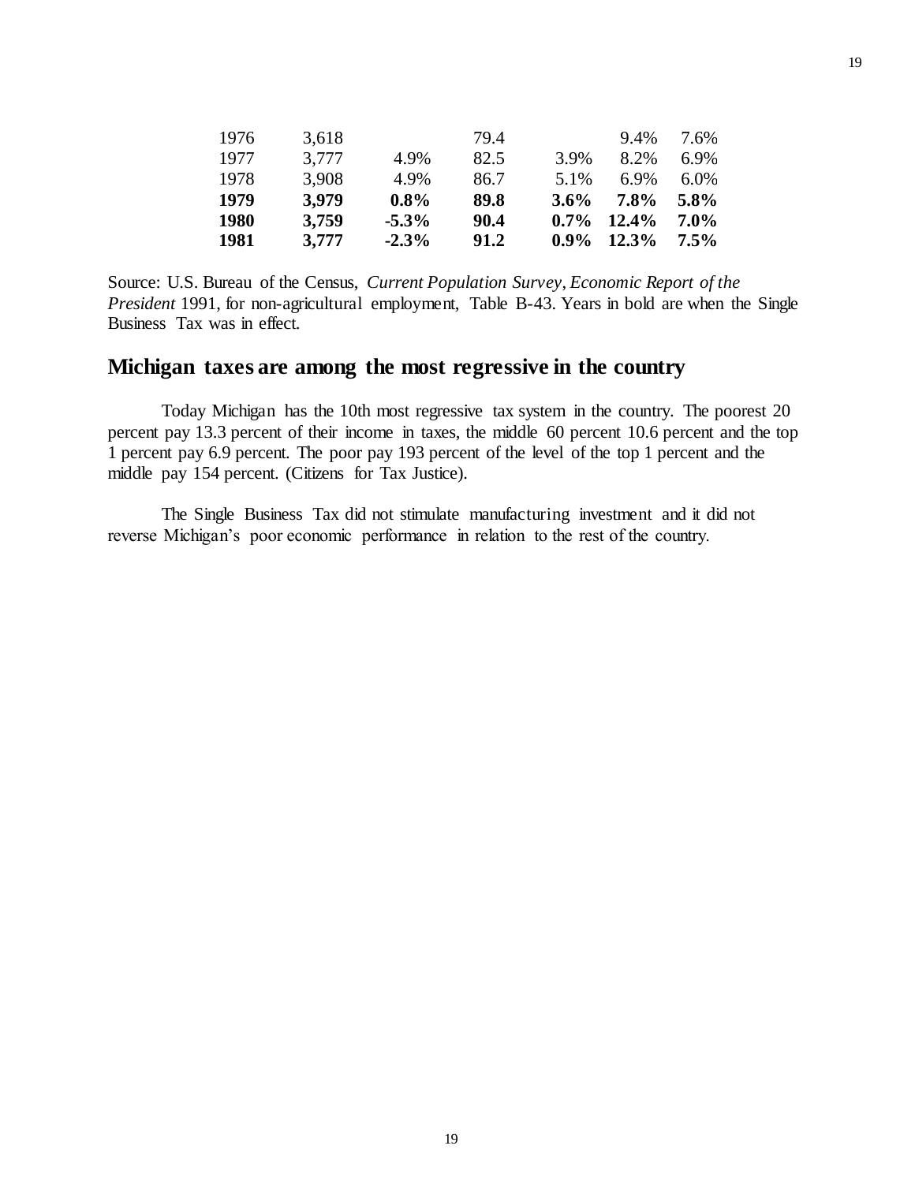| | | | | | | |
|---|---|---|---|---|---|---|
| 1976 | 3,618 | | 79.4 | | 9.4% | 7.6% |
| 1977 | 3,777 | 4.9% | 82.5 | 3.9% | 8.2% | 6.9% |
| 1978 | 3,908 | 4.9% | 86.7 | 5.1% | 6.9% | 6.0% |
| **1979** | **3,979** | **0.8%** | **89.8** | **3.6%** | **7.8%** | **5.8%** |
| **1980** | **3,759** | **-5.3%** | **90.4** | **0.7%** | **12.4%** | **7.0%** |
| **1981** | **3,777** | **-2.3%** | **91.2** | **0.9%** | **12.3%** | **7.5%** |

Source: U.S. Bureau of the Census, *Current Population Survey*, *Economic Report of the President* 1991, for non-agricultural employment, Table B-43. Years in bold are when the Single Business Tax was in effect.

## Michigan taxes are among the most regressive in the country

Today Michigan has the 10th most regressive tax system in the country. The poorest 20 percent pay 13.3 percent of their income in taxes, the middle 60 percent 10.6 percent and the top 1 percent pay 6.9 percent. The poor pay 193 percent of the level of the top 1 percent and the middle pay 154 percent. (Citizens for Tax Justice).

The Single Business Tax did not stimulate manufacturing investment and it did not reverse Michigan's poor economic performance in relation to the rest of the country.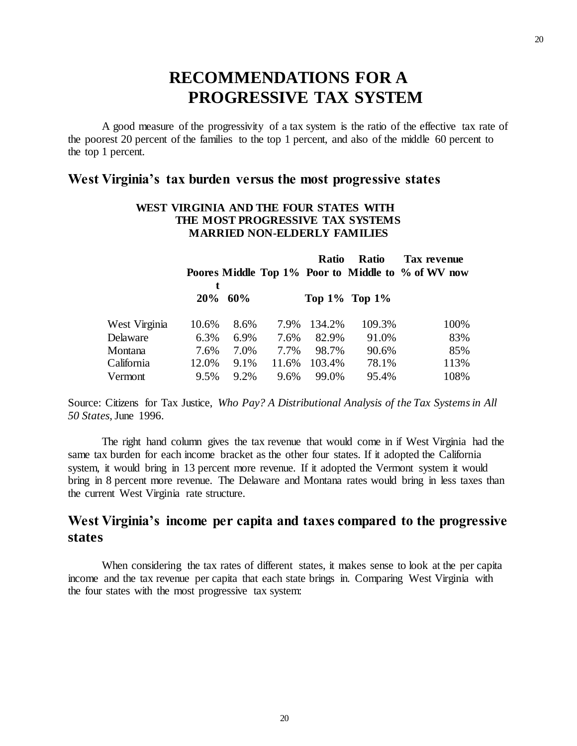# RECOMMENDATIONS FOR A PROGRESSIVE TAX SYSTEM

A good measure of the progressivity of a tax system is the ratio of the effective tax rate of the poorest 20 percent of the families to the top 1 percent, and also of the middle 60 percent to the top 1 percent.

## West Virginia's tax burden versus the most progressive states

**WEST VIRGINIA AND THE FOUR STATES WITH THE MOST PROGRESSIVE TAX SYSTEMS MARRIED NON-ELDERLY FAMILIES**

| | Poorest 20% | Middle 60% | Top 1% | Ratio Poor to Top 1% | Ratio Middle to Top 1% | Tax revenue % of WV now |
|---|---|---|---|---|---|---|
| West Virginia | 10.6% | 8.6% | 7.9% | 134.2% | 109.3% | 100% |
| Delaware | 6.3% | 6.9% | 7.6% | 82.9% | 91.0% | 83% |
| Montana | 7.6% | 7.0% | 7.7% | 98.7% | 90.6% | 85% |
| California | 12.0% | 9.1% | 11.6% | 103.4% | 78.1% | 113% |
| Vermont | 9.5% | 9.2% | 9.6% | 99.0% | 95.4% | 108% |

Source: Citizens for Tax Justice, *Who Pay? A Distributional Analysis of the Tax Systems in All 50 States*, June 1996.

The right hand column gives the tax revenue that would come in if West Virginia had the same tax burden for each income bracket as the other four states. If it adopted the California system, it would bring in 13 percent more revenue. If it adopted the Vermont system it would bring in 8 percent more revenue. The Delaware and Montana rates would bring in less taxes than the current West Virginia rate structure.

## West Virginia's income per capita and taxes compared to the progressive states

When considering the tax rates of different states, it makes sense to look at the per capita income and the tax revenue per capita that each state brings in. Comparing West Virginia with the four states with the most progressive tax system: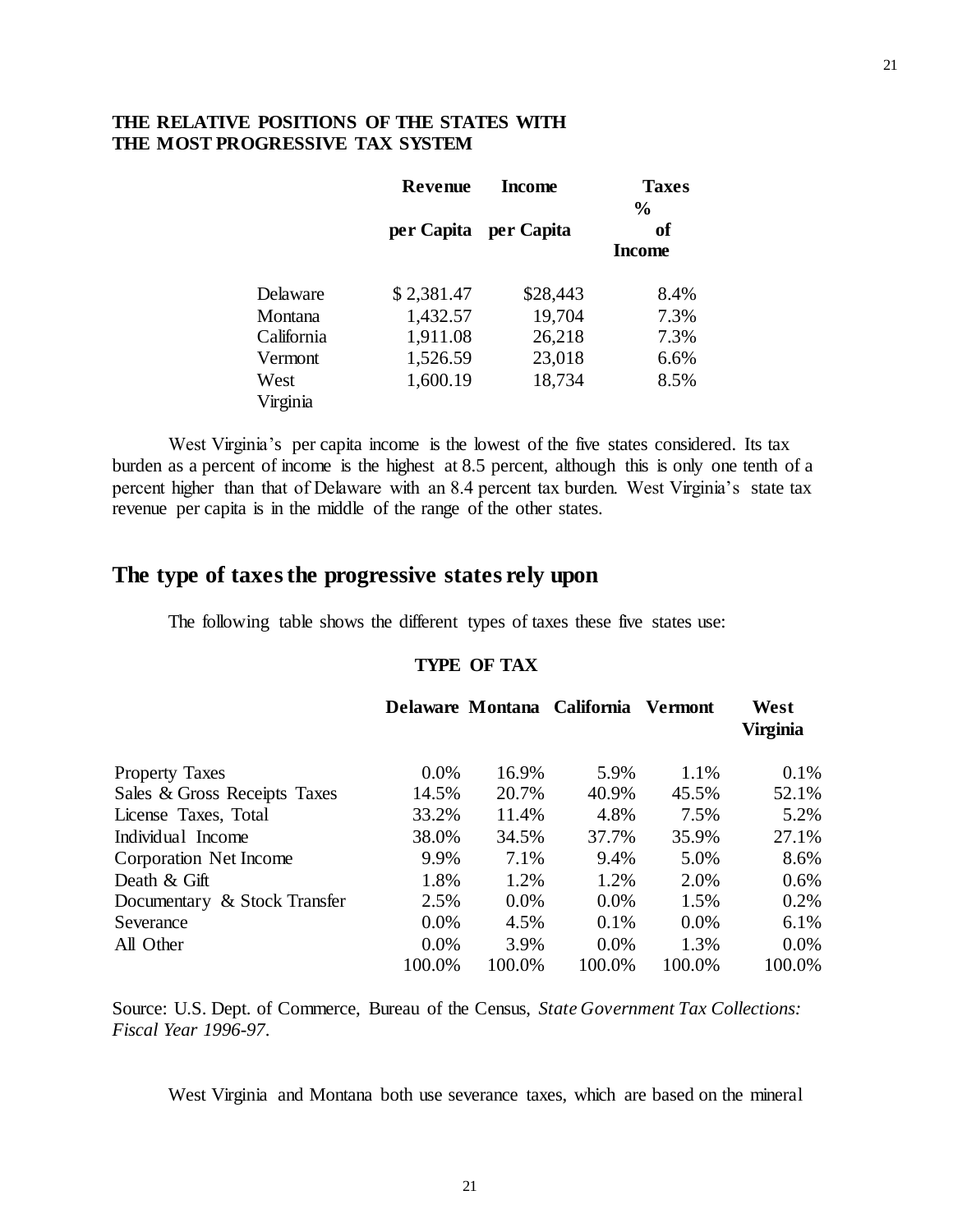**THE RELATIVE POSITIONS OF THE STATES WITH THE MOST PROGRESSIVE TAX SYSTEM**

| | Revenue per Capita | Income per Capita | Taxes % of Income |
|---|---|---|---|
| Delaware | $ 2,381.47 | $28,443 | 8.4% |
| Montana | 1,432.57 | 19,704 | 7.3% |
| California | 1,911.08 | 26,218 | 7.3% |
| Vermont | 1,526.59 | 23,018 | 6.6% |
| West Virginia | 1,600.19 | 18,734 | 8.5% |

West Virginia's per capita income is the lowest of the five states considered. Its tax burden as a percent of income is the highest at 8.5 percent, although this is only one tenth of a percent higher than that of Delaware with an 8.4 percent tax burden. West Virginia's state tax revenue per capita is in the middle of the range of the other states.

## The type of taxes the progressive states rely upon

The following table shows the different types of taxes these five states use:

**TYPE OF TAX**

| | Delaware | Montana | California | Vermont | West Virginia |
|---|---|---|---|---|---|
| Property Taxes | 0.0% | 16.9% | 5.9% | 1.1% | 0.1% |
| Sales & Gross Receipts Taxes | 14.5% | 20.7% | 40.9% | 45.5% | 52.1% |
| License Taxes, Total | 33.2% | 11.4% | 4.8% | 7.5% | 5.2% |
| Individual Income | 38.0% | 34.5% | 37.7% | 35.9% | 27.1% |
| Corporation Net Income | 9.9% | 7.1% | 9.4% | 5.0% | 8.6% |
| Death & Gift | 1.8% | 1.2% | 1.2% | 2.0% | 0.6% |
| Documentary & Stock Transfer | 2.5% | 0.0% | 0.0% | 1.5% | 0.2% |
| Severance | 0.0% | 4.5% | 0.1% | 0.0% | 6.1% |
| All Other | 0.0% | 3.9% | 0.0% | 1.3% | 0.0% |
| | 100.0% | 100.0% | 100.0% | 100.0% | 100.0% |

Source: U.S. Dept. of Commerce, Bureau of the Census, *State Government Tax Collections: Fiscal Year 1996-97*.

West Virginia and Montana both use severance taxes, which are based on the mineral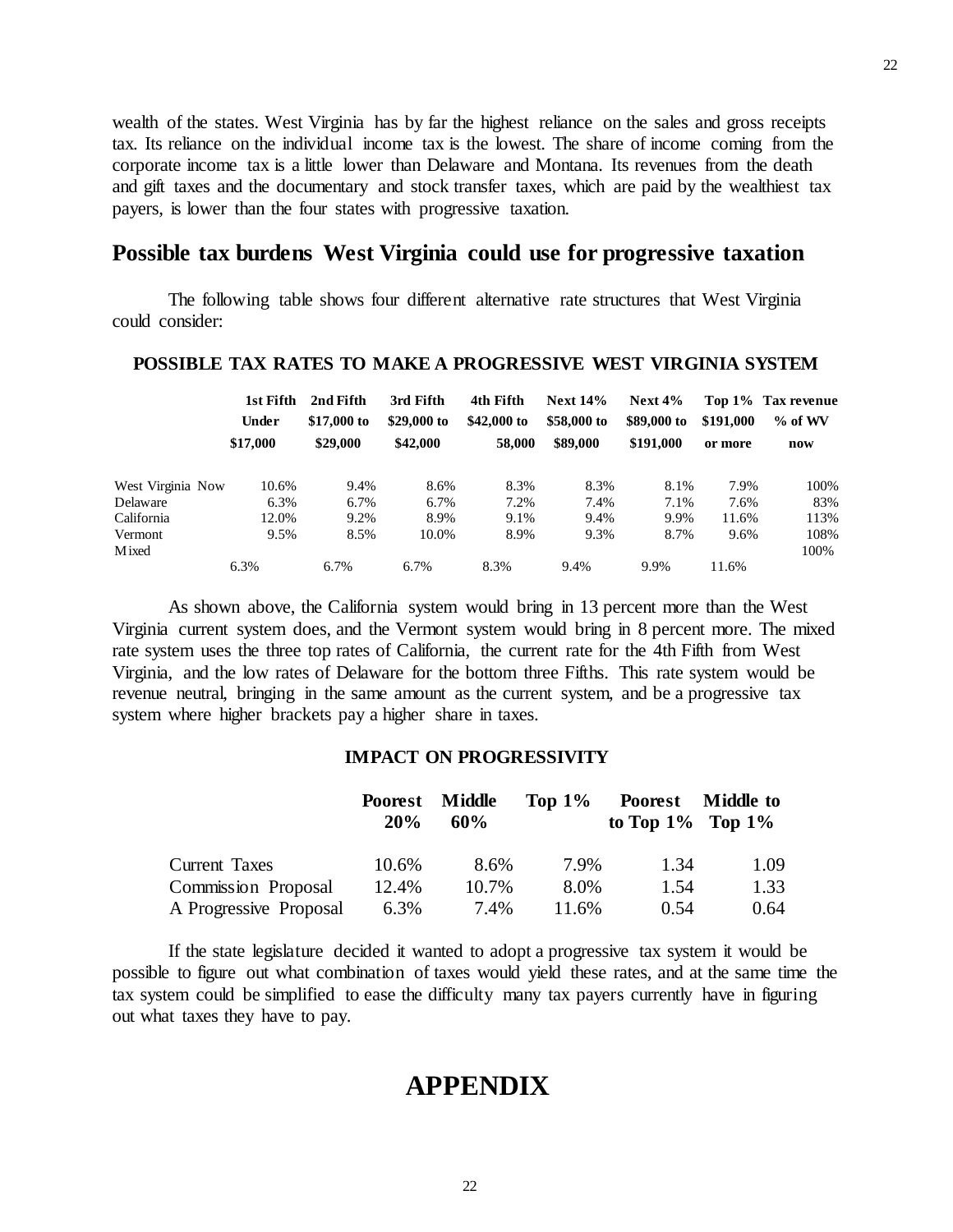wealth of the states. West Virginia has by far the highest reliance on the sales and gross receipts tax. Its reliance on the individual income tax is the lowest. The share of income coming from the corporate income tax is a little lower than Delaware and Montana. Its revenues from the death and gift taxes and the documentary and stock transfer taxes, which are paid by the wealthiest tax payers, is lower than the four states with progressive taxation.

## Possible tax burdens West Virginia could use for progressive taxation

The following table shows four different alternative rate structures that West Virginia could consider:

**POSSIBLE TAX RATES TO MAKE A PROGRESSIVE WEST VIRGINIA SYSTEM**

| | 1st Fifth Under $17,000 | 2nd Fifth $17,000 to $29,000 | 3rd Fifth $29,000 to $42,000 | 4th Fifth $42,000 to 58,000 | Next 14% $58,000 to $89,000 | Next 4% $89,000 to $191,000 | Top 1% $191,000 or more | Tax revenue % of WV now |
|---|---|---|---|---|---|---|---|---|
| West Virginia Now | 10.6% | 9.4% | 8.6% | 8.3% | 8.3% | 8.1% | 7.9% | 100% |
| Delaware | 6.3% | 6.7% | 6.7% | 7.2% | 7.4% | 7.1% | 7.6% | 83% |
| California | 12.0% | 9.2% | 8.9% | 9.1% | 9.4% | 9.9% | 11.6% | 113% |
| Vermont | 9.5% | 8.5% | 10.0% | 8.9% | 9.3% | 8.7% | 9.6% | 108% |
| Mixed | 6.3% | 6.7% | 6.7% | 8.3% | 9.4% | 9.9% | 11.6% | 100% |

As shown above, the California system would bring in 13 percent more than the West Virginia current system does, and the Vermont system would bring in 8 percent more. The mixed rate system uses the three top rates of California, the current rate for the 4th Fifth from West Virginia, and the low rates of Delaware for the bottom three Fifths. This rate system would be revenue neutral, bringing in the same amount as the current system, and be a progressive tax system where higher brackets pay a higher share in taxes.

**IMPACT ON PROGRESSIVITY**

| | Poorest 20% | Middle 60% | Top 1% | Poorest to Top 1% | Middle to Top 1% |
|---|---|---|---|---|---|
| Current Taxes | 10.6% | 8.6% | 7.9% | 1.34 | 1.09 |
| Commission Proposal | 12.4% | 10.7% | 8.0% | 1.54 | 1.33 |
| A Progressive Proposal | 6.3% | 7.4% | 11.6% | 0.54 | 0.64 |

If the state legislature decided it wanted to adopt a progressive tax system it would be possible to figure out what combination of taxes would yield these rates, and at the same time the tax system could be simplified to ease the difficulty many tax payers currently have in figuring out what taxes they have to pay.

# APPENDIX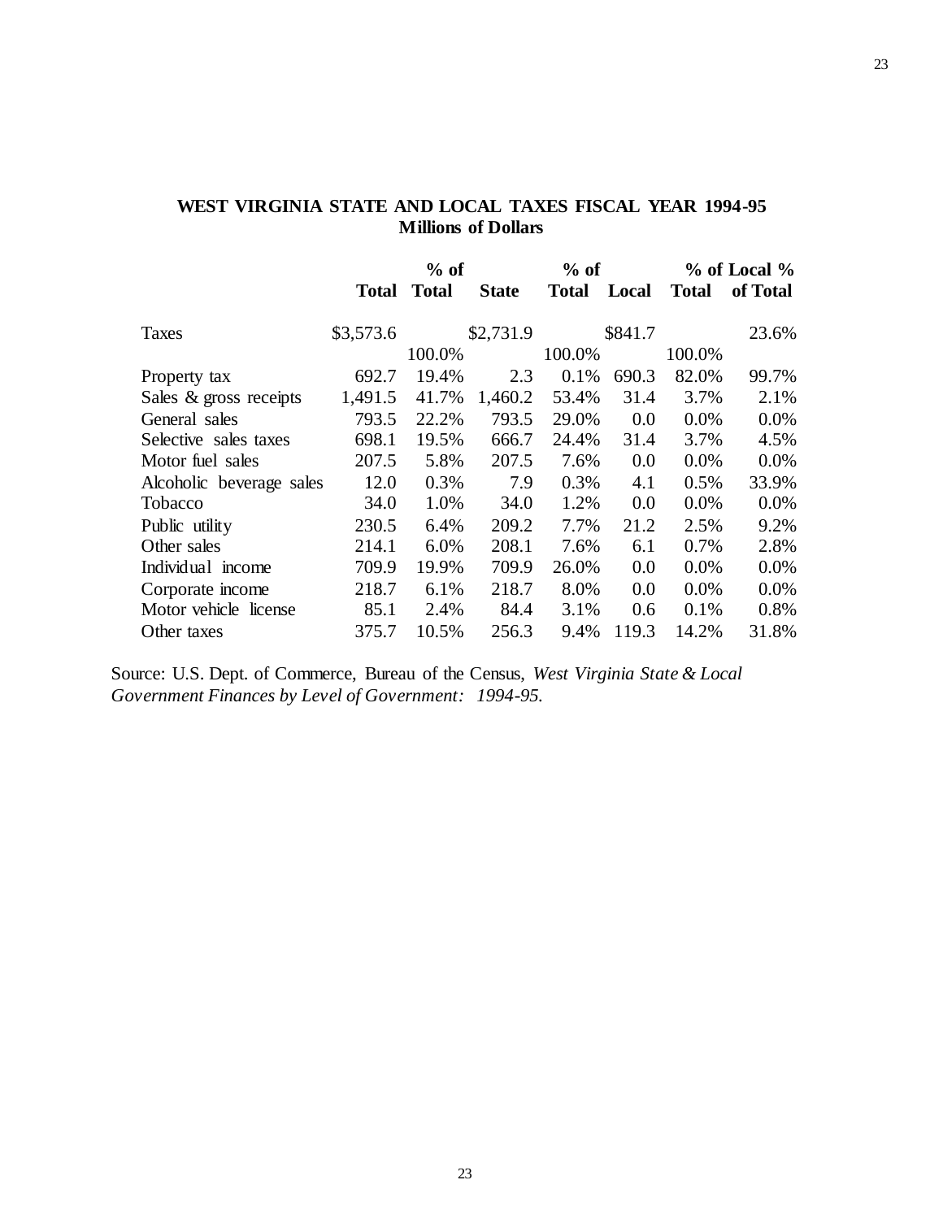**WEST VIRGINIA STATE AND LOCAL TAXES FISCAL YEAR 1994-95**
**Millions of Dollars**

| | Total | % of Total | State | % of Total | Local | % of Total | Local % of Total |
|---|---|---|---|---|---|---|---|
| Taxes | $3,573.6 | | $2,731.9 | | $841.7 | | 23.6% |
| | | 100.0% | | 100.0% | | 100.0% | |
| Property tax | 692.7 | 19.4% | 2.3 | 0.1% | 690.3 | 82.0% | 99.7% |
| Sales & gross receipts | 1,491.5 | 41.7% | 1,460.2 | 53.4% | 31.4 | 3.7% | 2.1% |
| General sales | 793.5 | 22.2% | 793.5 | 29.0% | 0.0 | 0.0% | 0.0% |
| Selective sales taxes | 698.1 | 19.5% | 666.7 | 24.4% | 31.4 | 3.7% | 4.5% |
| Motor fuel sales | 207.5 | 5.8% | 207.5 | 7.6% | 0.0 | 0.0% | 0.0% |
| Alcoholic beverage sales | 12.0 | 0.3% | 7.9 | 0.3% | 4.1 | 0.5% | 33.9% |
| Tobacco | 34.0 | 1.0% | 34.0 | 1.2% | 0.0 | 0.0% | 0.0% |
| Public utility | 230.5 | 6.4% | 209.2 | 7.7% | 21.2 | 2.5% | 9.2% |
| Other sales | 214.1 | 6.0% | 208.1 | 7.6% | 6.1 | 0.7% | 2.8% |
| Individual income | 709.9 | 19.9% | 709.9 | 26.0% | 0.0 | 0.0% | 0.0% |
| Corporate income | 218.7 | 6.1% | 218.7 | 8.0% | 0.0 | 0.0% | 0.0% |
| Motor vehicle license | 85.1 | 2.4% | 84.4 | 3.1% | 0.6 | 0.1% | 0.8% |
| Other taxes | 375.7 | 10.5% | 256.3 | 9.4% | 119.3 | 14.2% | 31.8% |

Source: U.S. Dept. of Commerce, Bureau of the Census, *West Virginia State & Local Government Finances by Level of Government: 1994-95.*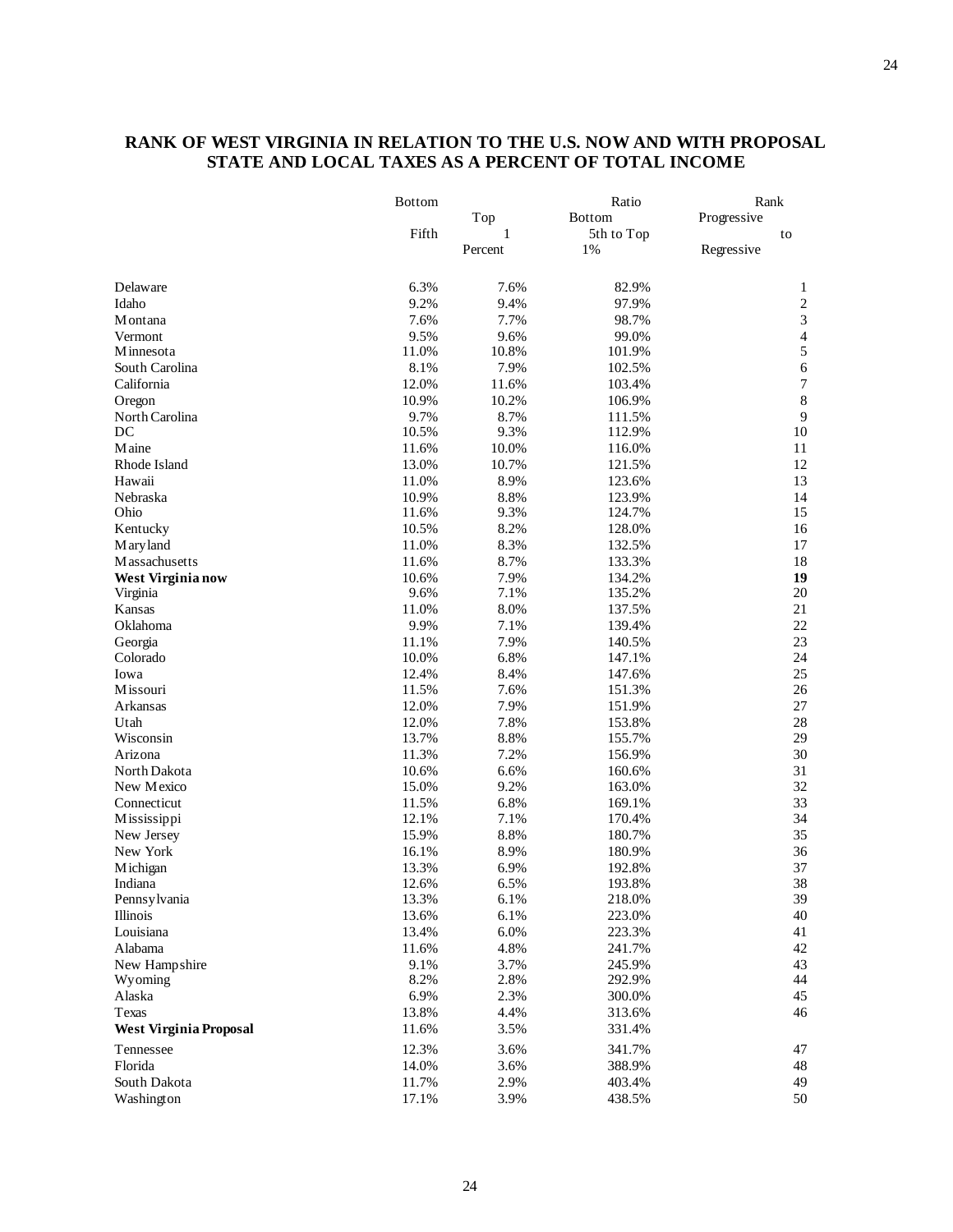# RANK OF WEST VIRGINIA IN RELATION TO THE U.S. NOW AND WITH PROPOSAL STATE AND LOCAL TAXES AS A PERCENT OF TOTAL INCOME

| | Bottom Fifth | Top 1 Percent | Ratio Bottom 5th to Top 1% | Rank Progressive to Regressive |
|---|---|---|---|---|
| Delaware | 6.3% | 7.6% | 82.9% | 1 |
| Idaho | 9.2% | 9.4% | 97.9% | 2 |
| Montana | 7.6% | 7.7% | 98.7% | 3 |
| Vermont | 9.5% | 9.6% | 99.0% | 4 |
| Minnesota | 11.0% | 10.8% | 101.9% | 5 |
| South Carolina | 8.1% | 7.9% | 102.5% | 6 |
| California | 12.0% | 11.6% | 103.4% | 7 |
| Oregon | 10.9% | 10.2% | 106.9% | 8 |
| North Carolina | 9.7% | 8.7% | 111.5% | 9 |
| DC | 10.5% | 9.3% | 112.9% | 10 |
| Maine | 11.6% | 10.0% | 116.0% | 11 |
| Rhode Island | 13.0% | 10.7% | 121.5% | 12 |
| Hawaii | 11.0% | 8.9% | 123.6% | 13 |
| Nebraska | 10.9% | 8.8% | 123.9% | 14 |
| Ohio | 11.6% | 9.3% | 124.7% | 15 |
| Kentucky | 10.5% | 8.2% | 128.0% | 16 |
| Maryland | 11.0% | 8.3% | 132.5% | 17 |
| Massachusetts | 11.6% | 8.7% | 133.3% | 18 |
| **West Virginia now** | 10.6% | 7.9% | 134.2% | **19** |
| Virginia | 9.6% | 7.1% | 135.2% | 20 |
| Kansas | 11.0% | 8.0% | 137.5% | 21 |
| Oklahoma | 9.9% | 7.1% | 139.4% | 22 |
| Georgia | 11.1% | 7.9% | 140.5% | 23 |
| Colorado | 10.0% | 6.8% | 147.1% | 24 |
| Iowa | 12.4% | 8.4% | 147.6% | 25 |
| Missouri | 11.5% | 7.6% | 151.3% | 26 |
| Arkansas | 12.0% | 7.9% | 151.9% | 27 |
| Utah | 12.0% | 7.8% | 153.8% | 28 |
| Wisconsin | 13.7% | 8.8% | 155.7% | 29 |
| Arizona | 11.3% | 7.2% | 156.9% | 30 |
| North Dakota | 10.6% | 6.6% | 160.6% | 31 |
| New Mexico | 15.0% | 9.2% | 163.0% | 32 |
| Connecticut | 11.5% | 6.8% | 169.1% | 33 |
| Mississippi | 12.1% | 7.1% | 170.4% | 34 |
| New Jersey | 15.9% | 8.8% | 180.7% | 35 |
| New York | 16.1% | 8.9% | 180.9% | 36 |
| Michigan | 13.3% | 6.9% | 192.8% | 37 |
| Indiana | 12.6% | 6.5% | 193.8% | 38 |
| Pennsylvania | 13.3% | 6.1% | 218.0% | 39 |
| Illinois | 13.6% | 6.1% | 223.0% | 40 |
| Louisiana | 13.4% | 6.0% | 223.3% | 41 |
| Alabama | 11.6% | 4.8% | 241.7% | 42 |
| New Hampshire | 9.1% | 3.7% | 245.9% | 43 |
| Wyoming | 8.2% | 2.8% | 292.9% | 44 |
| Alaska | 6.9% | 2.3% | 300.0% | 45 |
| Texas | 13.8% | 4.4% | 313.6% | 46 |
| **West Virginia Proposal** | 11.6% | 3.5% | 331.4% | |
| Tennessee | 12.3% | 3.6% | 341.7% | 47 |
| Florida | 14.0% | 3.6% | 388.9% | 48 |
| South Dakota | 11.7% | 2.9% | 403.4% | 49 |
| Washington | 17.1% | 3.9% | 438.5% | 50 |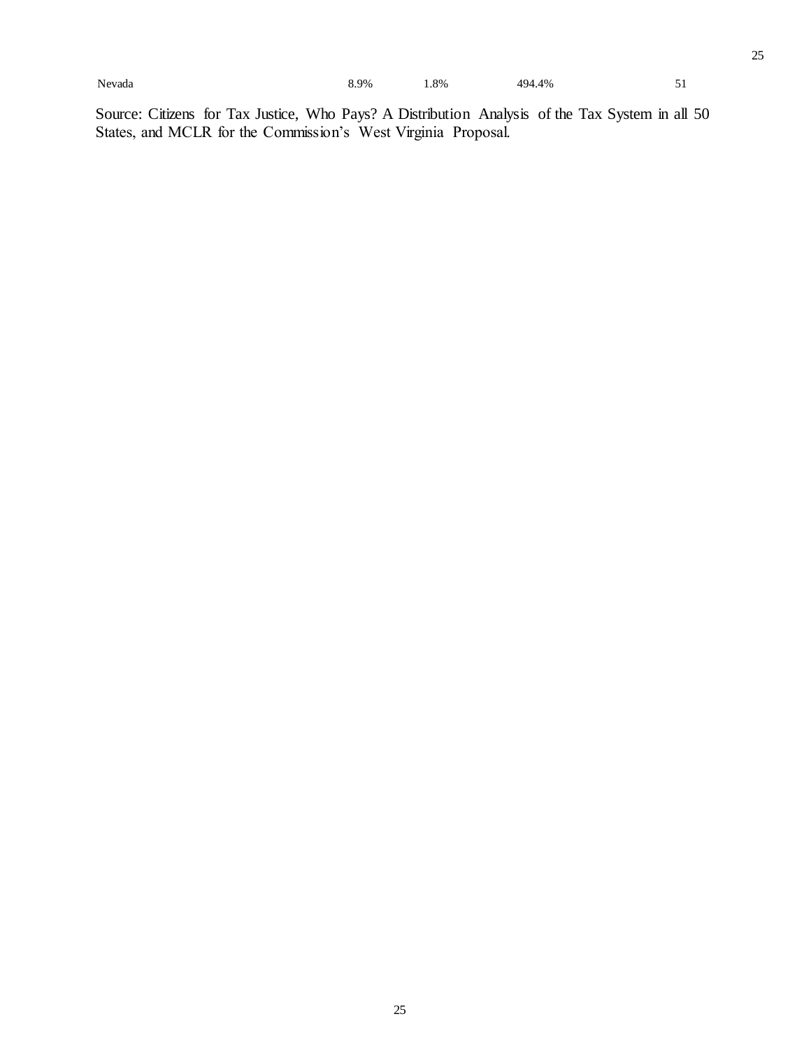| Nevada | 8.9% | 1.8% | 494.4% | 51 |
|---|---|---|---|---|

Source: Citizens for Tax Justice, Who Pays? A Distribution Analysis of the Tax System in all 50 States, and MCLR for the Commission's West Virginia Proposal.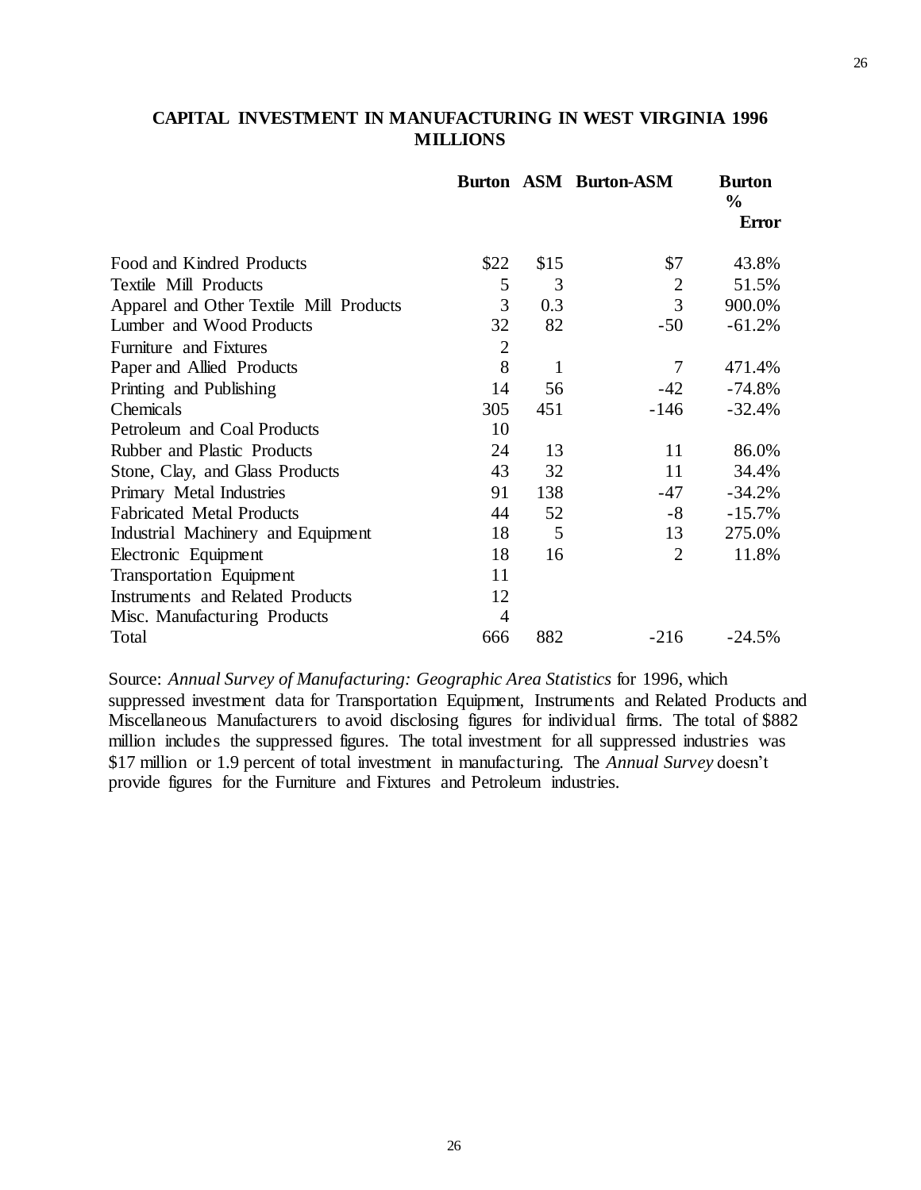**CAPITAL INVESTMENT IN MANUFACTURING IN WEST VIRGINIA 1996 MILLIONS**

| | Burton | ASM | Burton-ASM | Burton % Error |
|---|---|---|---|---|
| Food and Kindred Products | $22 | $15 | $7 | 43.8% |
| Textile Mill Products | 5 | 3 | 2 | 51.5% |
| Apparel and Other Textile Mill Products | 3 | 0.3 | 3 | 900.0% |
| Lumber and Wood Products | 32 | 82 | -50 | -61.2% |
| Furniture and Fixtures | 2 | | | |
| Paper and Allied Products | 8 | 1 | 7 | 471.4% |
| Printing and Publishing | 14 | 56 | -42 | -74.8% |
| Chemicals | 305 | 451 | -146 | -32.4% |
| Petroleum and Coal Products | 10 | | | |
| Rubber and Plastic Products | 24 | 13 | 11 | 86.0% |
| Stone, Clay, and Glass Products | 43 | 32 | 11 | 34.4% |
| Primary Metal Industries | 91 | 138 | -47 | -34.2% |
| Fabricated Metal Products | 44 | 52 | -8 | -15.7% |
| Industrial Machinery and Equipment | 18 | 5 | 13 | 275.0% |
| Electronic Equipment | 18 | 16 | 2 | 11.8% |
| Transportation Equipment | 11 | | | |
| Instruments and Related Products | 12 | | | |
| Misc. Manufacturing Products | 4 | | | |
| Total | 666 | 882 | -216 | -24.5% |

Source: *Annual Survey of Manufacturing: Geographic Area Statistics* for 1996, which suppressed investment data for Transportation Equipment, Instruments and Related Products and Miscellaneous Manufacturers to avoid disclosing figures for individual firms. The total of $882 million includes the suppressed figures. The total investment for all suppressed industries was $17 million or 1.9 percent of total investment in manufacturing. The *Annual Survey* doesn't provide figures for the Furniture and Fixtures and Petroleum industries.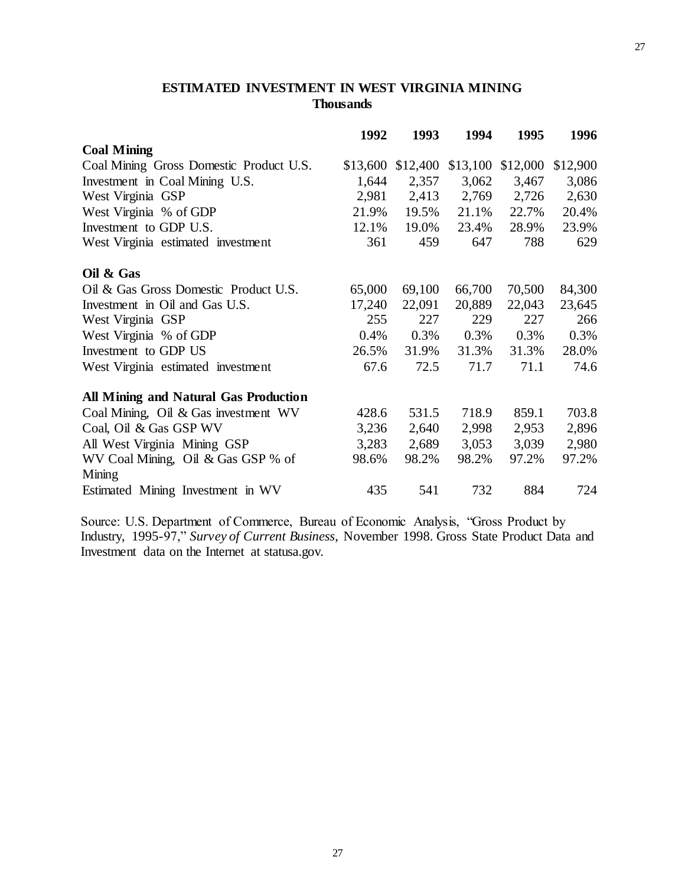## ESTIMATED INVESTMENT IN WEST VIRGINIA MINING
**Thousands**

| | 1992 | 1993 | 1994 | 1995 | 1996 |
|---|---|---|---|---|---|
| **Coal Mining** | | | | | |
| Coal Mining Gross Domestic Product U.S. | $13,600 | $12,400 | $13,100 | $12,000 | $12,900 |
| Investment in Coal Mining U.S. | 1,644 | 2,357 | 3,062 | 3,467 | 3,086 |
| West Virginia GSP | 2,981 | 2,413 | 2,769 | 2,726 | 2,630 |
| West Virginia % of GDP | 21.9% | 19.5% | 21.1% | 22.7% | 20.4% |
| Investment to GDP U.S. | 12.1% | 19.0% | 23.4% | 28.9% | 23.9% |
| West Virginia estimated investment | 361 | 459 | 647 | 788 | 629 |
| **Oil & Gas** | | | | | |
| Oil & Gas Gross Domestic Product U.S. | 65,000 | 69,100 | 66,700 | 70,500 | 84,300 |
| Investment in Oil and Gas U.S. | 17,240 | 22,091 | 20,889 | 22,043 | 23,645 |
| West Virginia GSP | 255 | 227 | 229 | 227 | 266 |
| West Virginia % of GDP | 0.4% | 0.3% | 0.3% | 0.3% | 0.3% |
| Investment to GDP US | 26.5% | 31.9% | 31.3% | 31.3% | 28.0% |
| West Virginia estimated investment | 67.6 | 72.5 | 71.7 | 71.1 | 74.6 |
| **All Mining and Natural Gas Production** | | | | | |
| Coal Mining, Oil & Gas investment WV | 428.6 | 531.5 | 718.9 | 859.1 | 703.8 |
| Coal, Oil & Gas GSP WV | 3,236 | 2,640 | 2,998 | 2,953 | 2,896 |
| All West Virginia Mining GSP | 3,283 | 2,689 | 3,053 | 3,039 | 2,980 |
| WV Coal Mining, Oil & Gas GSP % of Mining | 98.6% | 98.2% | 98.2% | 97.2% | 97.2% |
| Estimated Mining Investment in WV | 435 | 541 | 732 | 884 | 724 |

Source: U.S. Department of Commerce, Bureau of Economic Analysis, "Gross Product by Industry, 1995-97," *Survey of Current Business*, November 1998. Gross State Product Data and Investment data on the Internet at statusa.gov.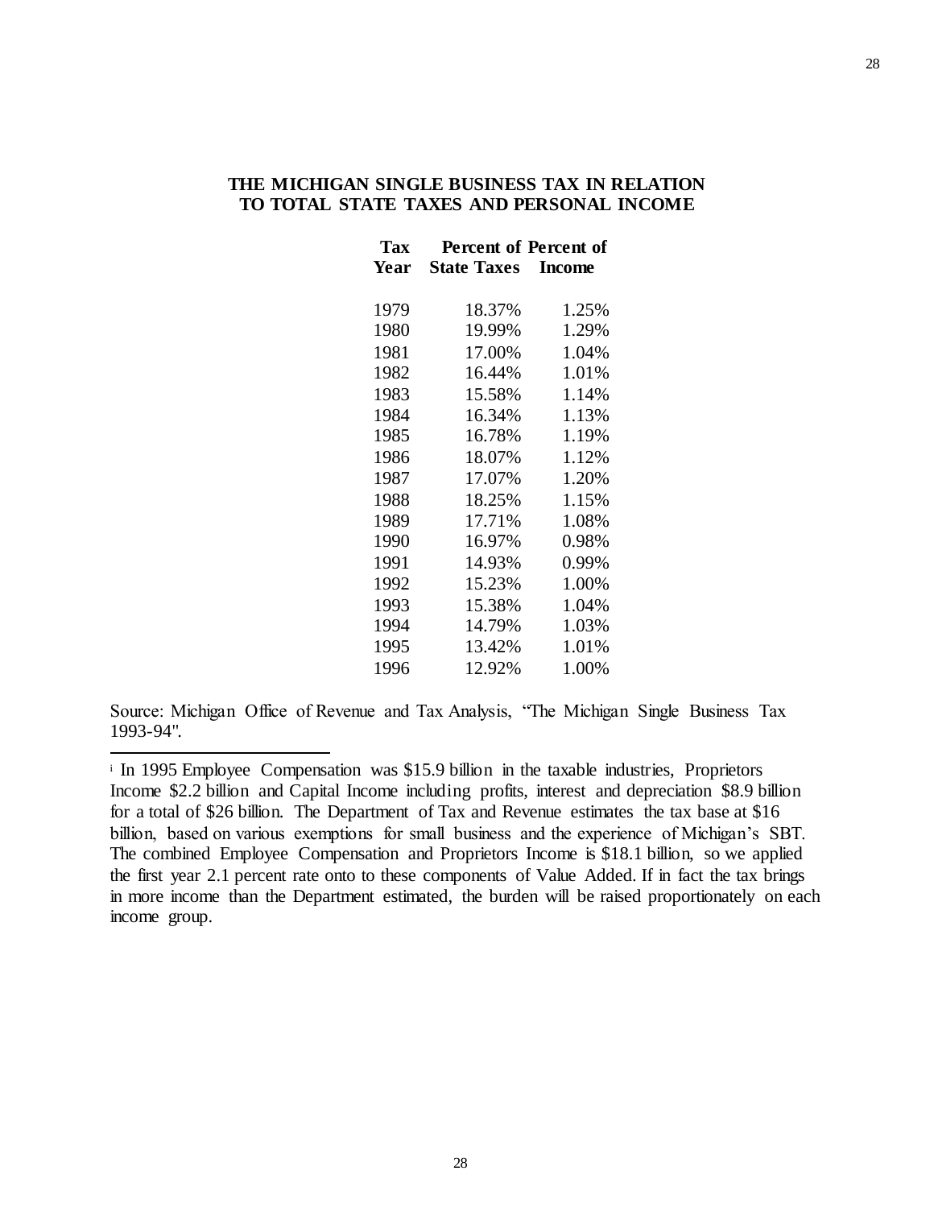## THE MICHIGAN SINGLE BUSINESS TAX IN RELATION TO TOTAL STATE TAXES AND PERSONAL INCOME

| Tax Year | Percent of State Taxes | Percent of Income |
|---|---|---|
| 1979 | 18.37% | 1.25% |
| 1980 | 19.99% | 1.29% |
| 1981 | 17.00% | 1.04% |
| 1982 | 16.44% | 1.01% |
| 1983 | 15.58% | 1.14% |
| 1984 | 16.34% | 1.13% |
| 1985 | 16.78% | 1.19% |
| 1986 | 18.07% | 1.12% |
| 1987 | 17.07% | 1.20% |
| 1988 | 18.25% | 1.15% |
| 1989 | 17.71% | 1.08% |
| 1990 | 16.97% | 0.98% |
| 1991 | 14.93% | 0.99% |
| 1992 | 15.23% | 1.00% |
| 1993 | 15.38% | 1.04% |
| 1994 | 14.79% | 1.03% |
| 1995 | 13.42% | 1.01% |
| 1996 | 12.92% | 1.00% |

Source: Michigan Office of Revenue and Tax Analysis, "The Michigan Single Business Tax 1993-94".

---

[i] In 1995 Employee Compensation was $15.9 billion in the taxable industries, Proprietors Income $2.2 billion and Capital Income including profits, interest and depreciation $8.9 billion for a total of $26 billion. The Department of Tax and Revenue estimates the tax base at $16 billion, based on various exemptions for small business and the experience of Michigan's SBT. The combined Employee Compensation and Proprietors Income is $18.1 billion, so we applied the first year 2.1 percent rate onto to these components of Value Added. If in fact the tax brings in more income than the Department estimated, the burden will be raised proportionately on each income group.